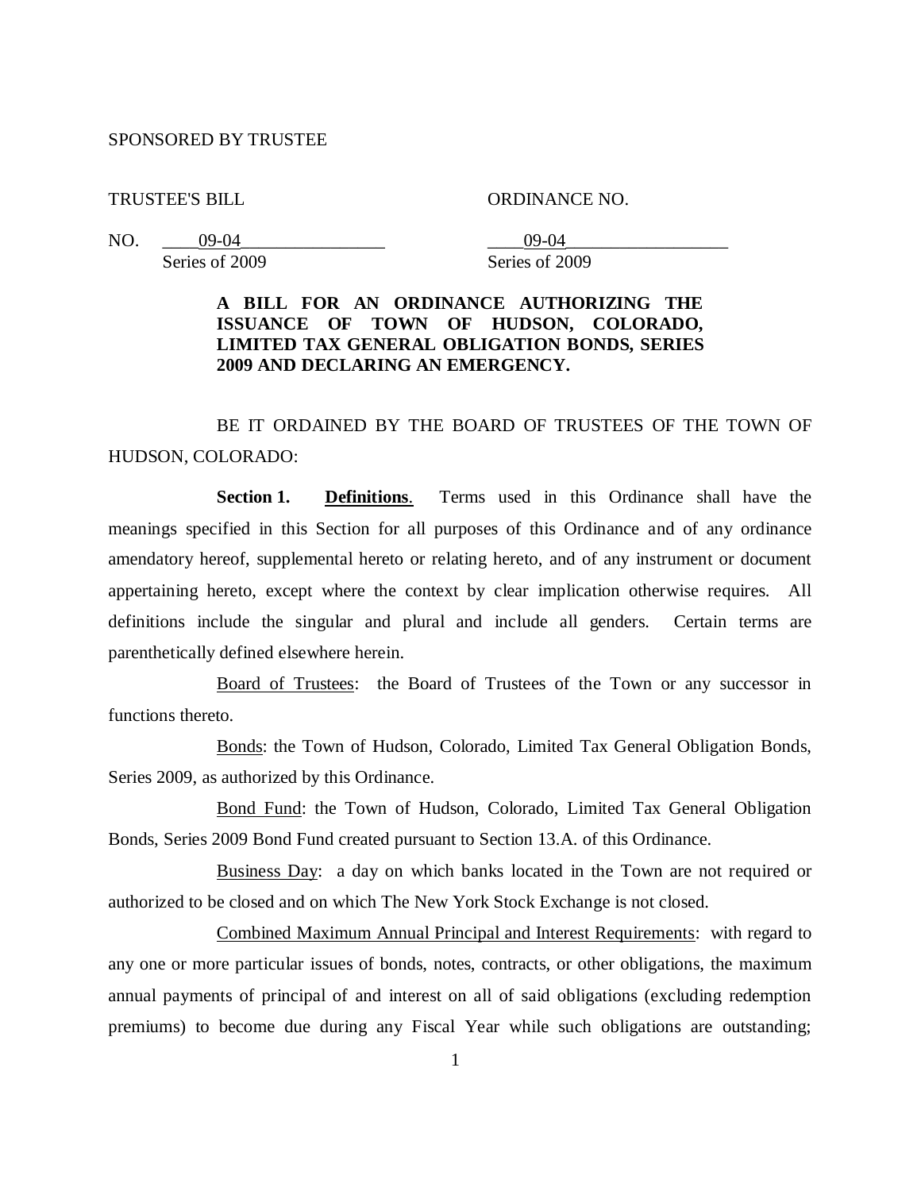SPONSORED BY TRUSTEE

| | |
|---|---|
| TRUSTEE'S BILL | ORDINANCE NO. |
| NO. 09-04 | 09-04 |
| Series of 2009 | Series of 2009 |

**A BILL FOR AN ORDINANCE AUTHORIZING THE ISSUANCE OF TOWN OF HUDSON, COLORADO, LIMITED TAX GENERAL OBLIGATION BONDS, SERIES 2009 AND DECLARING AN EMERGENCY.**

BE IT ORDAINED BY THE BOARD OF TRUSTEES OF THE TOWN OF HUDSON, COLORADO:

**Section 1. Definitions**. Terms used in this Ordinance shall have the meanings specified in this Section for all purposes of this Ordinance and of any ordinance amendatory hereof, supplemental hereto or relating hereto, and of any instrument or document appertaining hereto, except where the context by clear implication otherwise requires. All definitions include the singular and plural and include all genders. Certain terms are parenthetically defined elsewhere herein.

Board of Trustees: the Board of Trustees of the Town or any successor in functions thereto.

Bonds: the Town of Hudson, Colorado, Limited Tax General Obligation Bonds, Series 2009, as authorized by this Ordinance.

Bond Fund: the Town of Hudson, Colorado, Limited Tax General Obligation Bonds, Series 2009 Bond Fund created pursuant to Section 13.A. of this Ordinance.

Business Day: a day on which banks located in the Town are not required or authorized to be closed and on which The New York Stock Exchange is not closed.

Combined Maximum Annual Principal and Interest Requirements: with regard to any one or more particular issues of bonds, notes, contracts, or other obligations, the maximum annual payments of principal of and interest on all of said obligations (excluding redemption premiums) to become due during any Fiscal Year while such obligations are outstanding;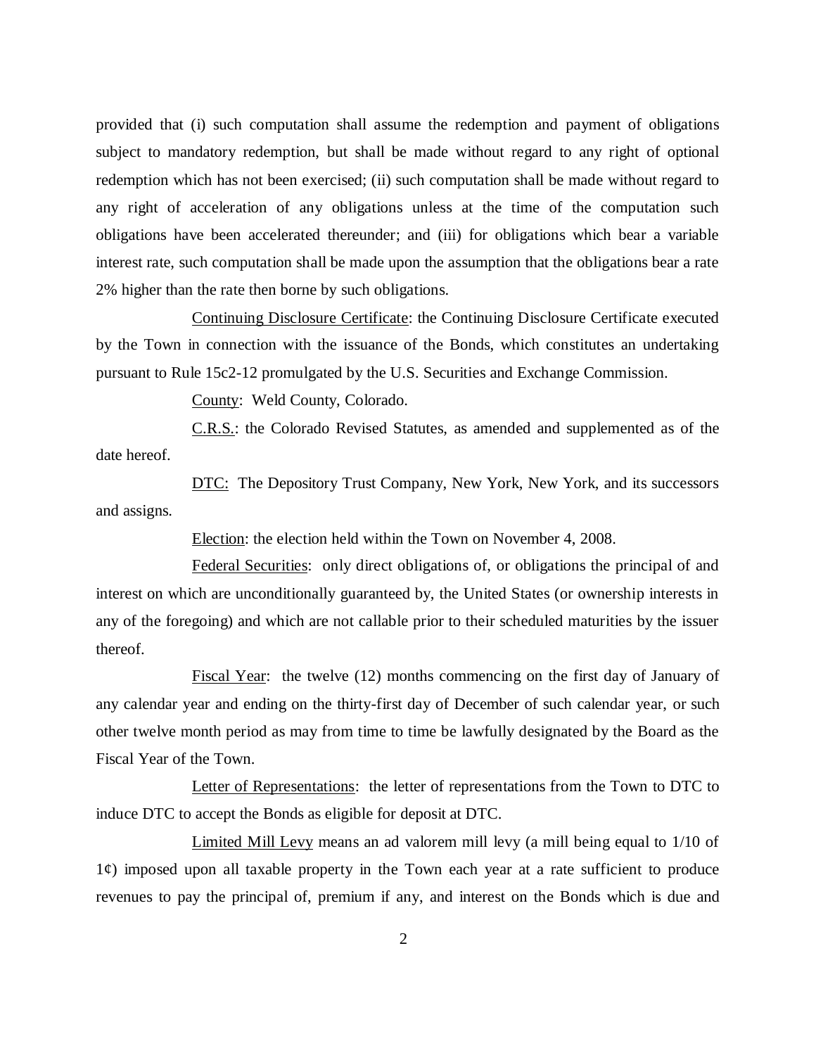provided that (i) such computation shall assume the redemption and payment of obligations subject to mandatory redemption, but shall be made without regard to any right of optional redemption which has not been exercised; (ii) such computation shall be made without regard to any right of acceleration of any obligations unless at the time of the computation such obligations have been accelerated thereunder; and (iii) for obligations which bear a variable interest rate, such computation shall be made upon the assumption that the obligations bear a rate 2% higher than the rate then borne by such obligations.

Continuing Disclosure Certificate: the Continuing Disclosure Certificate executed by the Town in connection with the issuance of the Bonds, which constitutes an undertaking pursuant to Rule 15c2-12 promulgated by the U.S. Securities and Exchange Commission.

County: Weld County, Colorado.

C.R.S.: the Colorado Revised Statutes, as amended and supplemented as of the date hereof.

DTC: The Depository Trust Company, New York, New York, and its successors and assigns.

Election: the election held within the Town on November 4, 2008.

Federal Securities: only direct obligations of, or obligations the principal of and interest on which are unconditionally guaranteed by, the United States (or ownership interests in any of the foregoing) and which are not callable prior to their scheduled maturities by the issuer thereof.

Fiscal Year: the twelve (12) months commencing on the first day of January of any calendar year and ending on the thirty-first day of December of such calendar year, or such other twelve month period as may from time to time be lawfully designated by the Board as the Fiscal Year of the Town.

Letter of Representations: the letter of representations from the Town to DTC to induce DTC to accept the Bonds as eligible for deposit at DTC.

Limited Mill Levy means an ad valorem mill levy (a mill being equal to 1/10 of 1¢) imposed upon all taxable property in the Town each year at a rate sufficient to produce revenues to pay the principal of, premium if any, and interest on the Bonds which is due and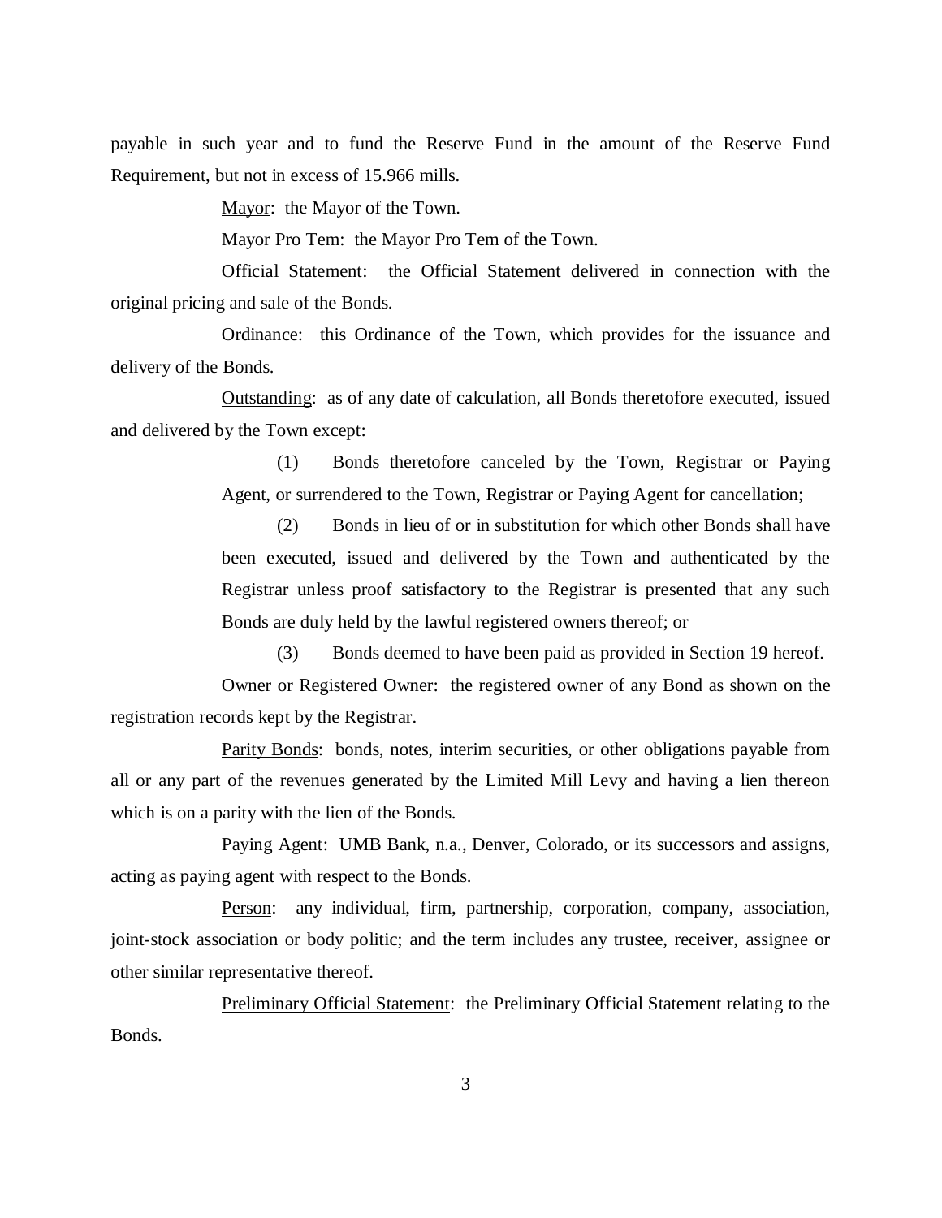payable in such year and to fund the Reserve Fund in the amount of the Reserve Fund Requirement, but not in excess of 15.966 mills.

Mayor: the Mayor of the Town.

Mayor Pro Tem: the Mayor Pro Tem of the Town.

Official Statement: the Official Statement delivered in connection with the original pricing and sale of the Bonds.

Ordinance: this Ordinance of the Town, which provides for the issuance and delivery of the Bonds.

Outstanding: as of any date of calculation, all Bonds theretofore executed, issued and delivered by the Town except:

> (1) Bonds theretofore canceled by the Town, Registrar or Paying Agent, or surrendered to the Town, Registrar or Paying Agent for cancellation;
>
> (2) Bonds in lieu of or in substitution for which other Bonds shall have been executed, issued and delivered by the Town and authenticated by the Registrar unless proof satisfactory to the Registrar is presented that any such Bonds are duly held by the lawful registered owners thereof; or
>
> (3) Bonds deemed to have been paid as provided in Section 19 hereof.

Owner or Registered Owner: the registered owner of any Bond as shown on the registration records kept by the Registrar.

Parity Bonds: bonds, notes, interim securities, or other obligations payable from all or any part of the revenues generated by the Limited Mill Levy and having a lien thereon which is on a parity with the lien of the Bonds.

Paying Agent: UMB Bank, n.a., Denver, Colorado, or its successors and assigns, acting as paying agent with respect to the Bonds.

Person: any individual, firm, partnership, corporation, company, association, joint-stock association or body politic; and the term includes any trustee, receiver, assignee or other similar representative thereof.

Preliminary Official Statement: the Preliminary Official Statement relating to the Bonds.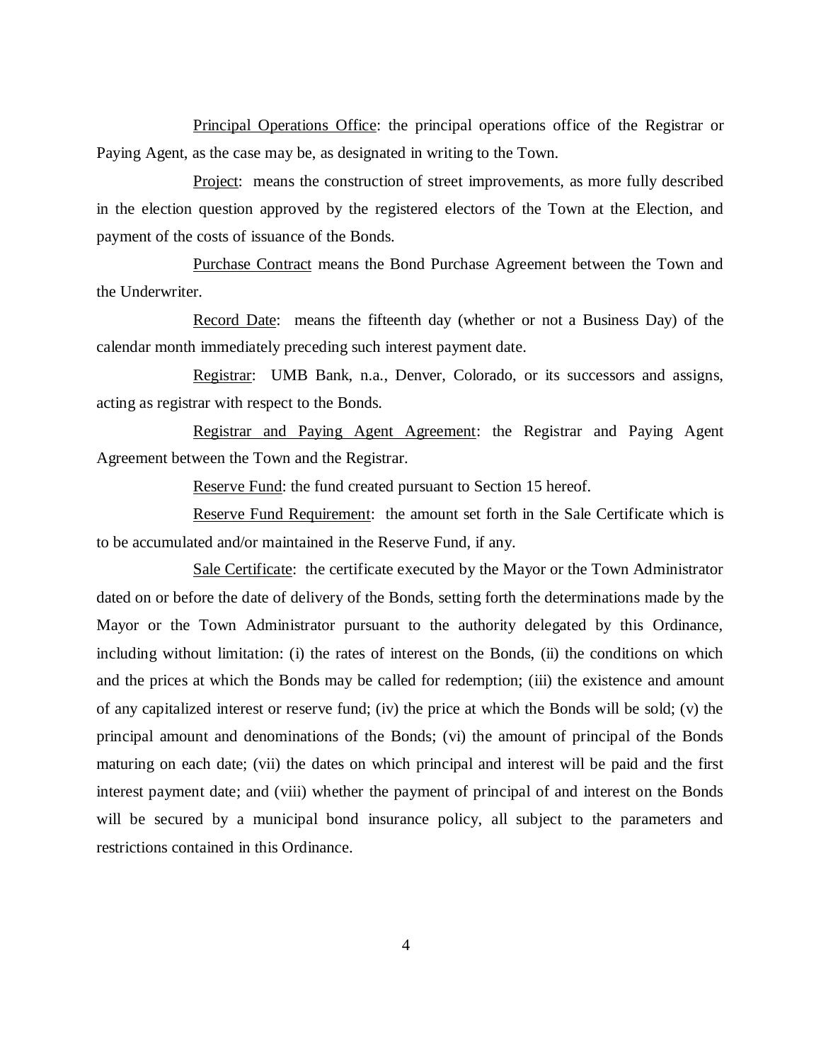Principal Operations Office: the principal operations office of the Registrar or Paying Agent, as the case may be, as designated in writing to the Town.

Project: means the construction of street improvements, as more fully described in the election question approved by the registered electors of the Town at the Election, and payment of the costs of issuance of the Bonds.

Purchase Contract means the Bond Purchase Agreement between the Town and the Underwriter.

Record Date: means the fifteenth day (whether or not a Business Day) of the calendar month immediately preceding such interest payment date.

Registrar: UMB Bank, n.a., Denver, Colorado, or its successors and assigns, acting as registrar with respect to the Bonds.

Registrar and Paying Agent Agreement: the Registrar and Paying Agent Agreement between the Town and the Registrar.

Reserve Fund: the fund created pursuant to Section 15 hereof.

Reserve Fund Requirement: the amount set forth in the Sale Certificate which is to be accumulated and/or maintained in the Reserve Fund, if any.

Sale Certificate: the certificate executed by the Mayor or the Town Administrator dated on or before the date of delivery of the Bonds, setting forth the determinations made by the Mayor or the Town Administrator pursuant to the authority delegated by this Ordinance, including without limitation: (i) the rates of interest on the Bonds, (ii) the conditions on which and the prices at which the Bonds may be called for redemption; (iii) the existence and amount of any capitalized interest or reserve fund; (iv) the price at which the Bonds will be sold; (v) the principal amount and denominations of the Bonds; (vi) the amount of principal of the Bonds maturing on each date; (vii) the dates on which principal and interest will be paid and the first interest payment date; and (viii) whether the payment of principal of and interest on the Bonds will be secured by a municipal bond insurance policy, all subject to the parameters and restrictions contained in this Ordinance.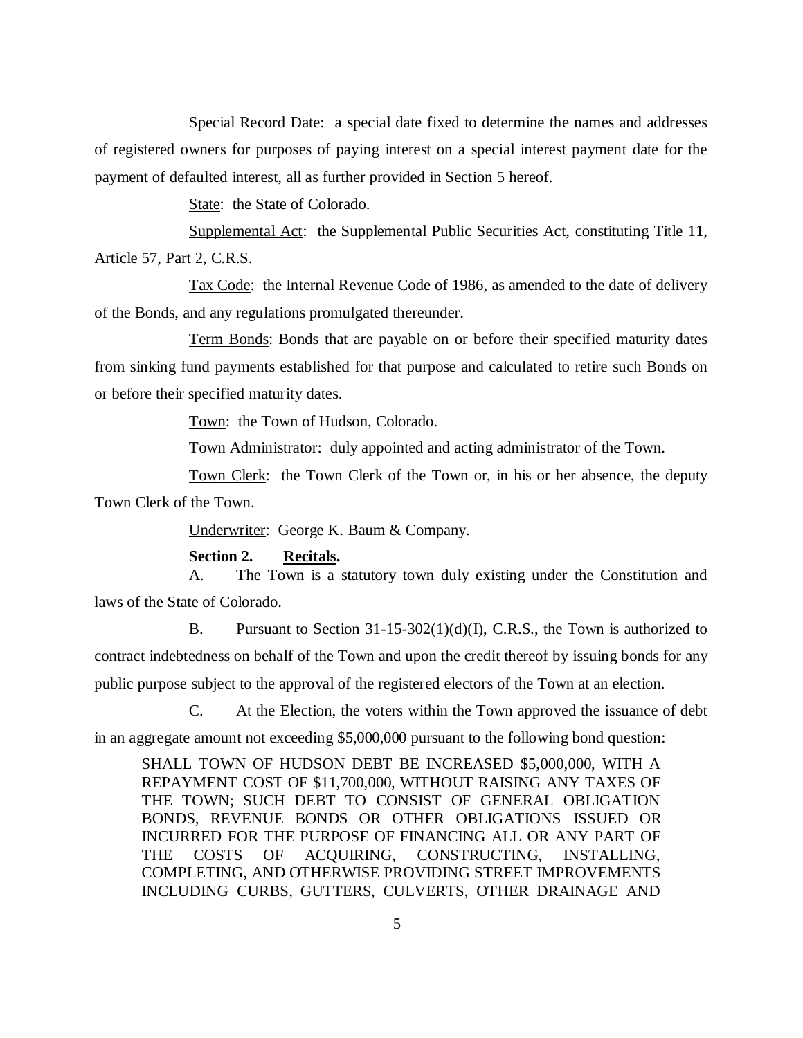Special Record Date: a special date fixed to determine the names and addresses of registered owners for purposes of paying interest on a special interest payment date for the payment of defaulted interest, all as further provided in Section 5 hereof.

State: the State of Colorado.

Supplemental Act: the Supplemental Public Securities Act, constituting Title 11, Article 57, Part 2, C.R.S.

Tax Code: the Internal Revenue Code of 1986, as amended to the date of delivery of the Bonds, and any regulations promulgated thereunder.

Term Bonds: Bonds that are payable on or before their specified maturity dates from sinking fund payments established for that purpose and calculated to retire such Bonds on or before their specified maturity dates.

Town: the Town of Hudson, Colorado.

Town Administrator: duly appointed and acting administrator of the Town.

Town Clerk: the Town Clerk of the Town or, in his or her absence, the deputy Town Clerk of the Town.

Underwriter: George K. Baum & Company.

**Section 2. Recitals.**

A. The Town is a statutory town duly existing under the Constitution and laws of the State of Colorado.

B. Pursuant to Section 31-15-302(1)(d)(I), C.R.S., the Town is authorized to contract indebtedness on behalf of the Town and upon the credit thereof by issuing bonds for any public purpose subject to the approval of the registered electors of the Town at an election.

C. At the Election, the voters within the Town approved the issuance of debt in an aggregate amount not exceeding $5,000,000 pursuant to the following bond question:

SHALL TOWN OF HUDSON DEBT BE INCREASED $5,000,000, WITH A REPAYMENT COST OF $11,700,000, WITHOUT RAISING ANY TAXES OF THE TOWN; SUCH DEBT TO CONSIST OF GENERAL OBLIGATION BONDS, REVENUE BONDS OR OTHER OBLIGATIONS ISSUED OR INCURRED FOR THE PURPOSE OF FINANCING ALL OR ANY PART OF THE COSTS OF ACQUIRING, CONSTRUCTING, INSTALLING, COMPLETING, AND OTHERWISE PROVIDING STREET IMPROVEMENTS INCLUDING CURBS, GUTTERS, CULVERTS, OTHER DRAINAGE AND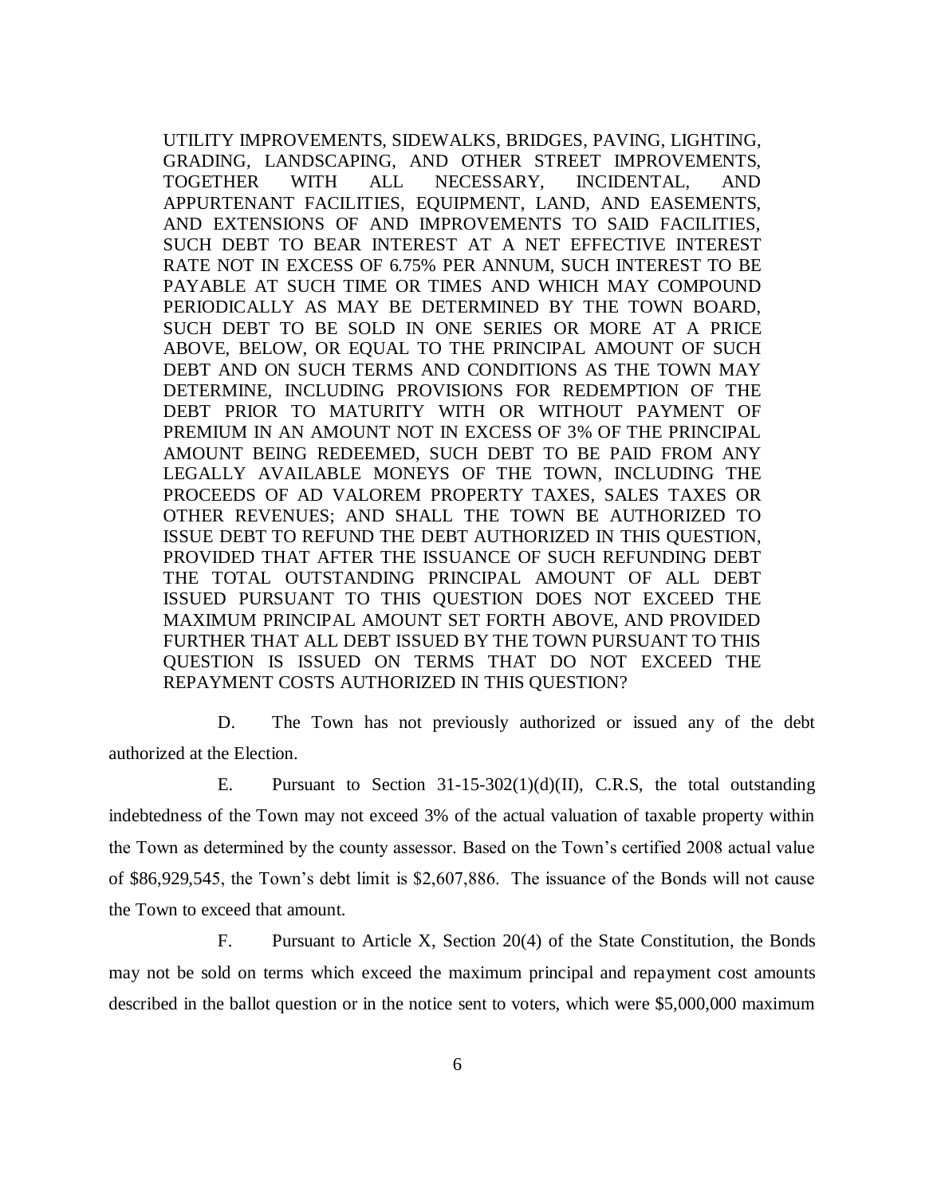UTILITY IMPROVEMENTS, SIDEWALKS, BRIDGES, PAVING, LIGHTING, GRADING, LANDSCAPING, AND OTHER STREET IMPROVEMENTS, TOGETHER WITH ALL NECESSARY, INCIDENTAL, AND APPURTENANT FACILITIES, EQUIPMENT, LAND, AND EASEMENTS, AND EXTENSIONS OF AND IMPROVEMENTS TO SAID FACILITIES, SUCH DEBT TO BEAR INTEREST AT A NET EFFECTIVE INTEREST RATE NOT IN EXCESS OF 6.75% PER ANNUM, SUCH INTEREST TO BE PAYABLE AT SUCH TIME OR TIMES AND WHICH MAY COMPOUND PERIODICALLY AS MAY BE DETERMINED BY THE TOWN BOARD, SUCH DEBT TO BE SOLD IN ONE SERIES OR MORE AT A PRICE ABOVE, BELOW, OR EQUAL TO THE PRINCIPAL AMOUNT OF SUCH DEBT AND ON SUCH TERMS AND CONDITIONS AS THE TOWN MAY DETERMINE, INCLUDING PROVISIONS FOR REDEMPTION OF THE DEBT PRIOR TO MATURITY WITH OR WITHOUT PAYMENT OF PREMIUM IN AN AMOUNT NOT IN EXCESS OF 3% OF THE PRINCIPAL AMOUNT BEING REDEEMED, SUCH DEBT TO BE PAID FROM ANY LEGALLY AVAILABLE MONEYS OF THE TOWN, INCLUDING THE PROCEEDS OF AD VALOREM PROPERTY TAXES, SALES TAXES OR OTHER REVENUES; AND SHALL THE TOWN BE AUTHORIZED TO ISSUE DEBT TO REFUND THE DEBT AUTHORIZED IN THIS QUESTION, PROVIDED THAT AFTER THE ISSUANCE OF SUCH REFUNDING DEBT THE TOTAL OUTSTANDING PRINCIPAL AMOUNT OF ALL DEBT ISSUED PURSUANT TO THIS QUESTION DOES NOT EXCEED THE MAXIMUM PRINCIPAL AMOUNT SET FORTH ABOVE, AND PROVIDED FURTHER THAT ALL DEBT ISSUED BY THE TOWN PURSUANT TO THIS QUESTION IS ISSUED ON TERMS THAT DO NOT EXCEED THE REPAYMENT COSTS AUTHORIZED IN THIS QUESTION?

D. The Town has not previously authorized or issued any of the debt authorized at the Election.

E. Pursuant to Section 31-15-302(1)(d)(II), C.R.S, the total outstanding indebtedness of the Town may not exceed 3% of the actual valuation of taxable property within the Town as determined by the county assessor. Based on the Town's certified 2008 actual value of $86,929,545, the Town's debt limit is $2,607,886. The issuance of the Bonds will not cause the Town to exceed that amount.

F. Pursuant to Article X, Section 20(4) of the State Constitution, the Bonds may not be sold on terms which exceed the maximum principal and repayment cost amounts described in the ballot question or in the notice sent to voters, which were $5,000,000 maximum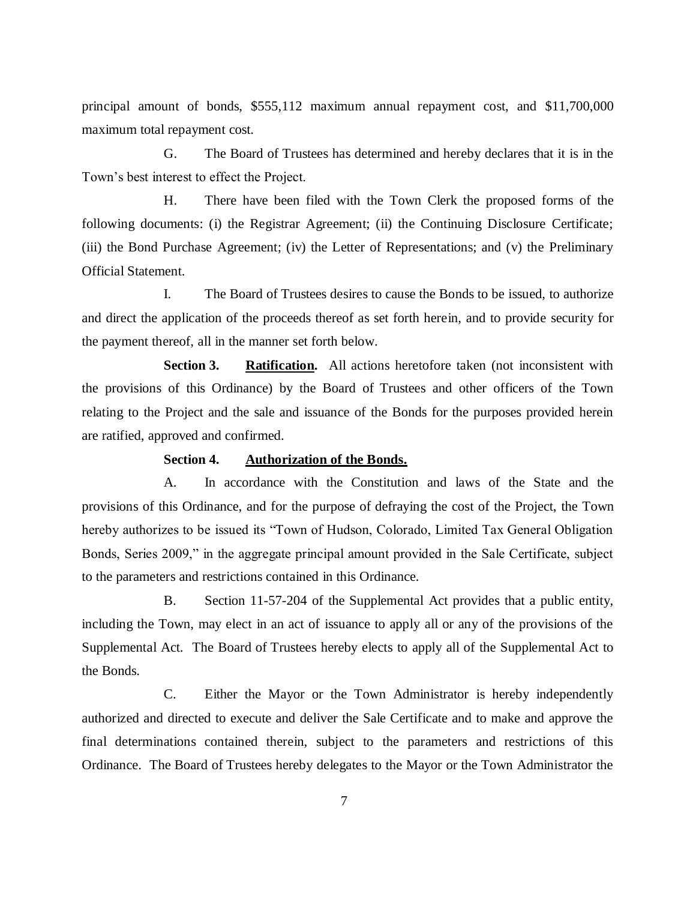principal amount of bonds, $555,112 maximum annual repayment cost, and $11,700,000 maximum total repayment cost.

G. The Board of Trustees has determined and hereby declares that it is in the Town's best interest to effect the Project.

H. There have been filed with the Town Clerk the proposed forms of the following documents: (i) the Registrar Agreement; (ii) the Continuing Disclosure Certificate; (iii) the Bond Purchase Agreement; (iv) the Letter of Representations; and (v) the Preliminary Official Statement.

I. The Board of Trustees desires to cause the Bonds to be issued, to authorize and direct the application of the proceeds thereof as set forth herein, and to provide security for the payment thereof, all in the manner set forth below.

**Section 3. <u>Ratification</u>.** All actions heretofore taken (not inconsistent with the provisions of this Ordinance) by the Board of Trustees and other officers of the Town relating to the Project and the sale and issuance of the Bonds for the purposes provided herein are ratified, approved and confirmed.

**Section 4. <u>Authorization of the Bonds.</u>**

A. In accordance with the Constitution and laws of the State and the provisions of this Ordinance, and for the purpose of defraying the cost of the Project, the Town hereby authorizes to be issued its "Town of Hudson, Colorado, Limited Tax General Obligation Bonds, Series 2009," in the aggregate principal amount provided in the Sale Certificate, subject to the parameters and restrictions contained in this Ordinance.

B. Section 11-57-204 of the Supplemental Act provides that a public entity, including the Town, may elect in an act of issuance to apply all or any of the provisions of the Supplemental Act. The Board of Trustees hereby elects to apply all of the Supplemental Act to the Bonds.

C. Either the Mayor or the Town Administrator is hereby independently authorized and directed to execute and deliver the Sale Certificate and to make and approve the final determinations contained therein, subject to the parameters and restrictions of this Ordinance. The Board of Trustees hereby delegates to the Mayor or the Town Administrator the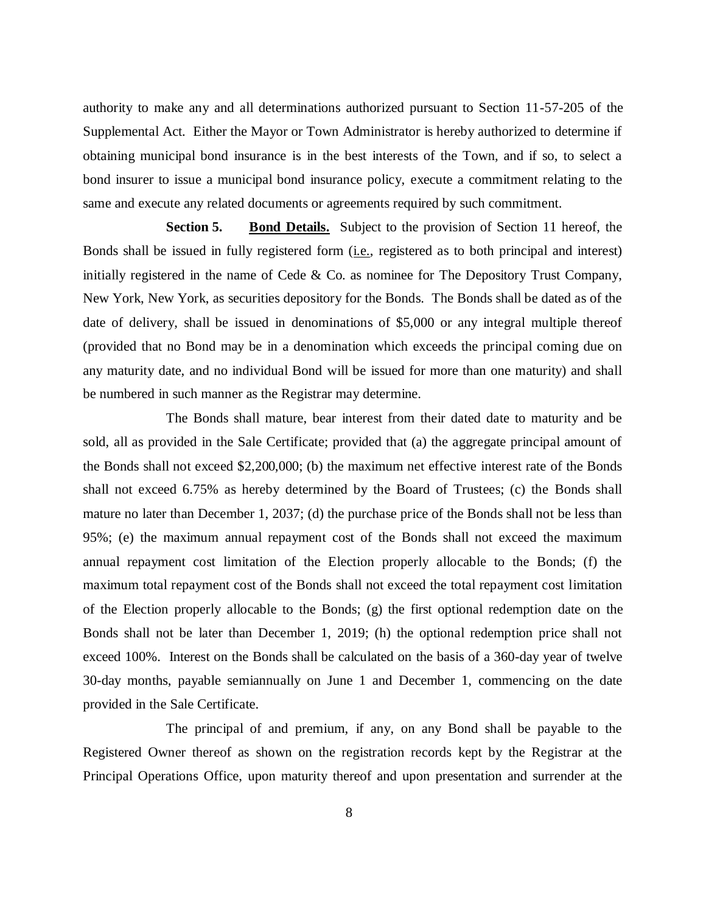authority to make any and all determinations authorized pursuant to Section 11-57-205 of the Supplemental Act. Either the Mayor or Town Administrator is hereby authorized to determine if obtaining municipal bond insurance is in the best interests of the Town, and if so, to select a bond insurer to issue a municipal bond insurance policy, execute a commitment relating to the same and execute any related documents or agreements required by such commitment.

**Section 5.** **Bond Details.** Subject to the provision of Section 11 hereof, the Bonds shall be issued in fully registered form (i.e., registered as to both principal and interest) initially registered in the name of Cede & Co. as nominee for The Depository Trust Company, New York, New York, as securities depository for the Bonds. The Bonds shall be dated as of the date of delivery, shall be issued in denominations of $5,000 or any integral multiple thereof (provided that no Bond may be in a denomination which exceeds the principal coming due on any maturity date, and no individual Bond will be issued for more than one maturity) and shall be numbered in such manner as the Registrar may determine.

The Bonds shall mature, bear interest from their dated date to maturity and be sold, all as provided in the Sale Certificate; provided that (a) the aggregate principal amount of the Bonds shall not exceed $2,200,000; (b) the maximum net effective interest rate of the Bonds shall not exceed 6.75% as hereby determined by the Board of Trustees; (c) the Bonds shall mature no later than December 1, 2037; (d) the purchase price of the Bonds shall not be less than 95%; (e) the maximum annual repayment cost of the Bonds shall not exceed the maximum annual repayment cost limitation of the Election properly allocable to the Bonds; (f) the maximum total repayment cost of the Bonds shall not exceed the total repayment cost limitation of the Election properly allocable to the Bonds; (g) the first optional redemption date on the Bonds shall not be later than December 1, 2019; (h) the optional redemption price shall not exceed 100%. Interest on the Bonds shall be calculated on the basis of a 360-day year of twelve 30-day months, payable semiannually on June 1 and December 1, commencing on the date provided in the Sale Certificate.

The principal of and premium, if any, on any Bond shall be payable to the Registered Owner thereof as shown on the registration records kept by the Registrar at the Principal Operations Office, upon maturity thereof and upon presentation and surrender at the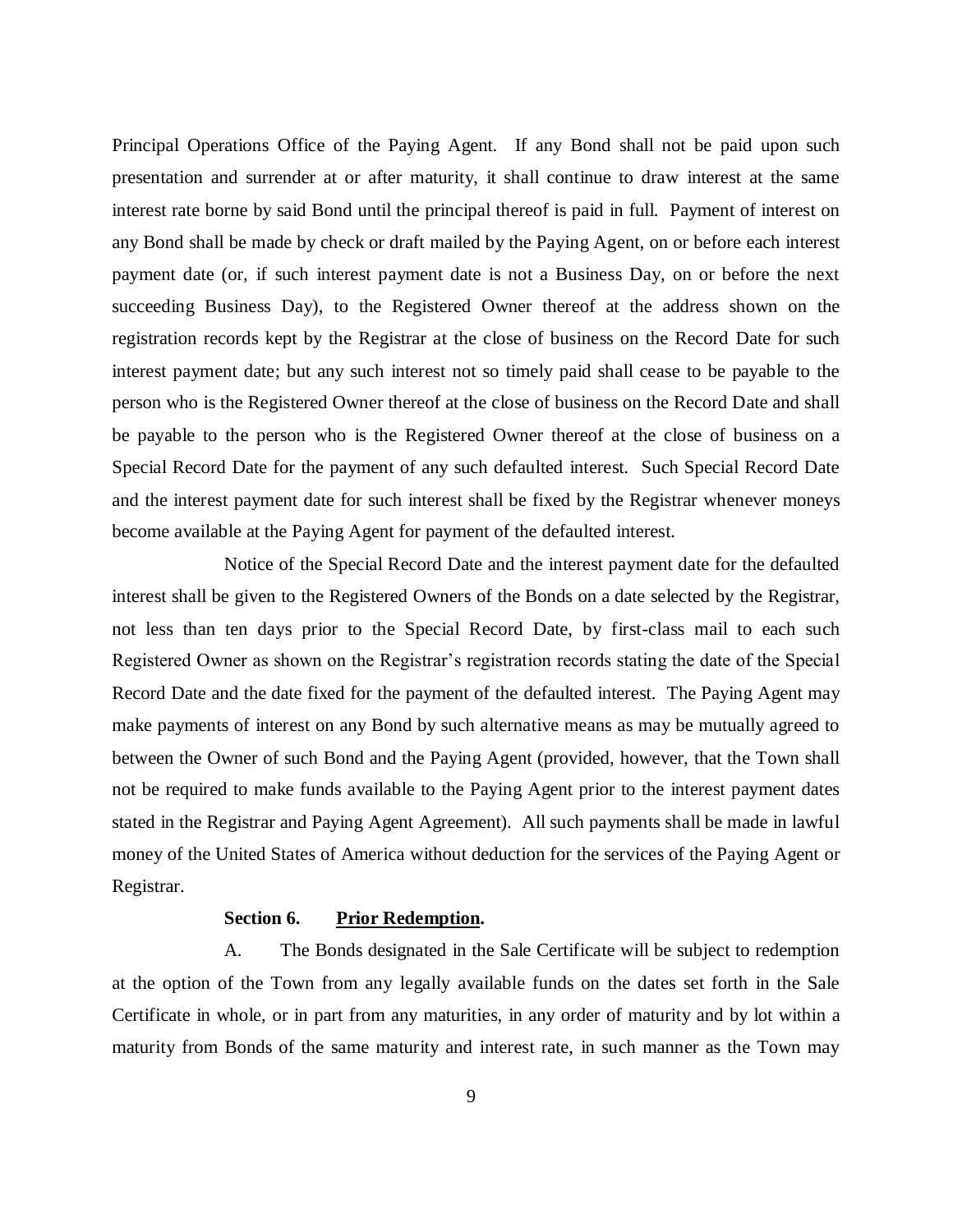Principal Operations Office of the Paying Agent. If any Bond shall not be paid upon such presentation and surrender at or after maturity, it shall continue to draw interest at the same interest rate borne by said Bond until the principal thereof is paid in full. Payment of interest on any Bond shall be made by check or draft mailed by the Paying Agent, on or before each interest payment date (or, if such interest payment date is not a Business Day, on or before the next succeeding Business Day), to the Registered Owner thereof at the address shown on the registration records kept by the Registrar at the close of business on the Record Date for such interest payment date; but any such interest not so timely paid shall cease to be payable to the person who is the Registered Owner thereof at the close of business on the Record Date and shall be payable to the person who is the Registered Owner thereof at the close of business on a Special Record Date for the payment of any such defaulted interest. Such Special Record Date and the interest payment date for such interest shall be fixed by the Registrar whenever moneys become available at the Paying Agent for payment of the defaulted interest.

Notice of the Special Record Date and the interest payment date for the defaulted interest shall be given to the Registered Owners of the Bonds on a date selected by the Registrar, not less than ten days prior to the Special Record Date, by first-class mail to each such Registered Owner as shown on the Registrar's registration records stating the date of the Special Record Date and the date fixed for the payment of the defaulted interest. The Paying Agent may make payments of interest on any Bond by such alternative means as may be mutually agreed to between the Owner of such Bond and the Paying Agent (provided, however, that the Town shall not be required to make funds available to the Paying Agent prior to the interest payment dates stated in the Registrar and Paying Agent Agreement). All such payments shall be made in lawful money of the United States of America without deduction for the services of the Paying Agent or Registrar.

**Section 6. Prior Redemption.**

A. The Bonds designated in the Sale Certificate will be subject to redemption at the option of the Town from any legally available funds on the dates set forth in the Sale Certificate in whole, or in part from any maturities, in any order of maturity and by lot within a maturity from Bonds of the same maturity and interest rate, in such manner as the Town may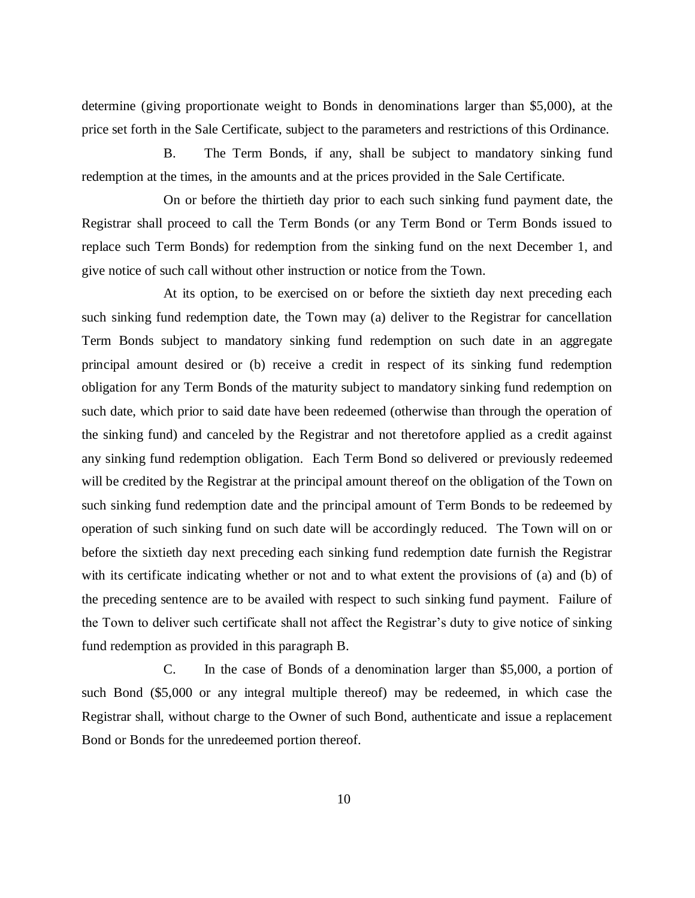determine (giving proportionate weight to Bonds in denominations larger than $5,000), at the price set forth in the Sale Certificate, subject to the parameters and restrictions of this Ordinance.

B. The Term Bonds, if any, shall be subject to mandatory sinking fund redemption at the times, in the amounts and at the prices provided in the Sale Certificate.

On or before the thirtieth day prior to each such sinking fund payment date, the Registrar shall proceed to call the Term Bonds (or any Term Bond or Term Bonds issued to replace such Term Bonds) for redemption from the sinking fund on the next December 1, and give notice of such call without other instruction or notice from the Town.

At its option, to be exercised on or before the sixtieth day next preceding each such sinking fund redemption date, the Town may (a) deliver to the Registrar for cancellation Term Bonds subject to mandatory sinking fund redemption on such date in an aggregate principal amount desired or (b) receive a credit in respect of its sinking fund redemption obligation for any Term Bonds of the maturity subject to mandatory sinking fund redemption on such date, which prior to said date have been redeemed (otherwise than through the operation of the sinking fund) and canceled by the Registrar and not theretofore applied as a credit against any sinking fund redemption obligation. Each Term Bond so delivered or previously redeemed will be credited by the Registrar at the principal amount thereof on the obligation of the Town on such sinking fund redemption date and the principal amount of Term Bonds to be redeemed by operation of such sinking fund on such date will be accordingly reduced. The Town will on or before the sixtieth day next preceding each sinking fund redemption date furnish the Registrar with its certificate indicating whether or not and to what extent the provisions of (a) and (b) of the preceding sentence are to be availed with respect to such sinking fund payment. Failure of the Town to deliver such certificate shall not affect the Registrar's duty to give notice of sinking fund redemption as provided in this paragraph B.

C. In the case of Bonds of a denomination larger than $5,000, a portion of such Bond ($5,000 or any integral multiple thereof) may be redeemed, in which case the Registrar shall, without charge to the Owner of such Bond, authenticate and issue a replacement Bond or Bonds for the unredeemed portion thereof.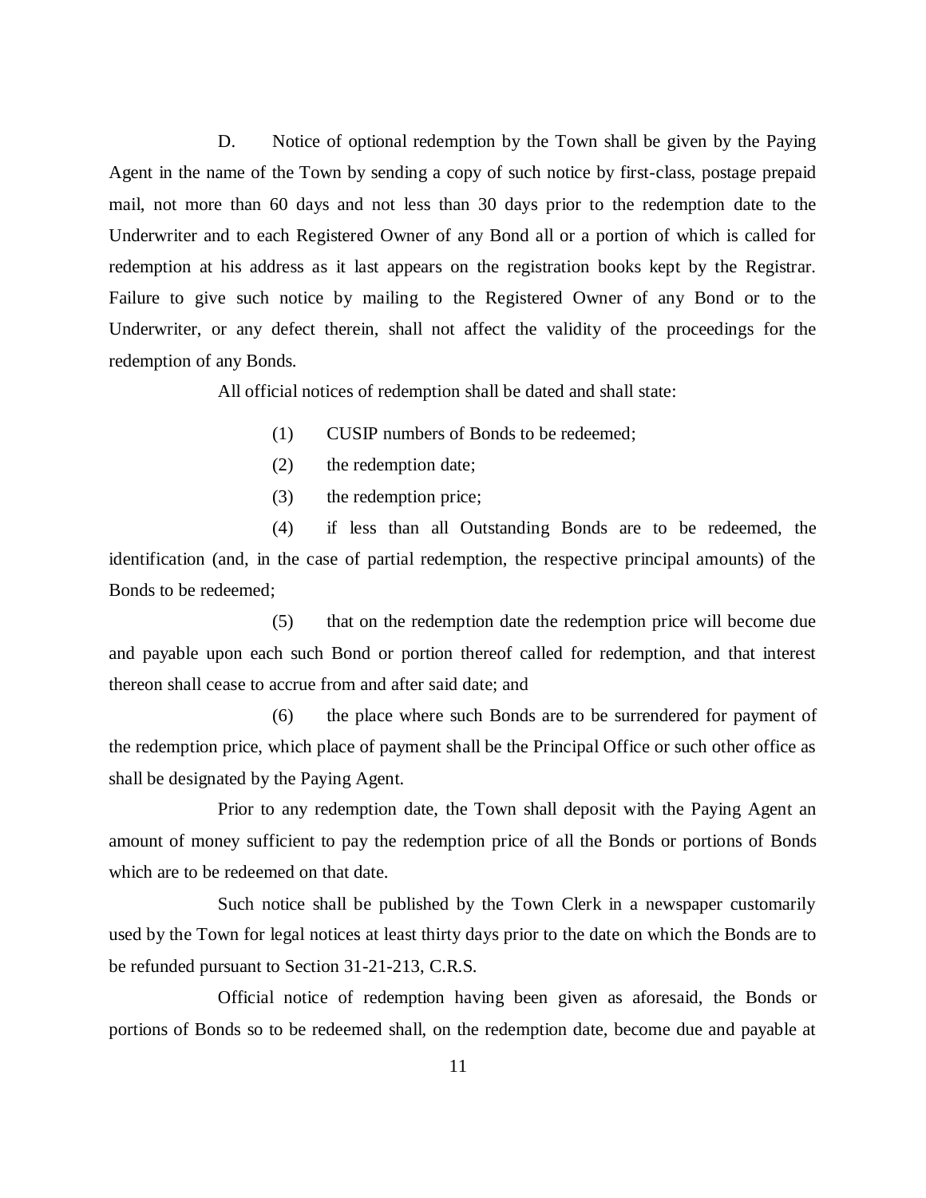D. Notice of optional redemption by the Town shall be given by the Paying Agent in the name of the Town by sending a copy of such notice by first-class, postage prepaid mail, not more than 60 days and not less than 30 days prior to the redemption date to the Underwriter and to each Registered Owner of any Bond all or a portion of which is called for redemption at his address as it last appears on the registration books kept by the Registrar. Failure to give such notice by mailing to the Registered Owner of any Bond or to the Underwriter, or any defect therein, shall not affect the validity of the proceedings for the redemption of any Bonds.

All official notices of redemption shall be dated and shall state:

(1) CUSIP numbers of Bonds to be redeemed;

(2) the redemption date;

(3) the redemption price;

(4) if less than all Outstanding Bonds are to be redeemed, the identification (and, in the case of partial redemption, the respective principal amounts) of the Bonds to be redeemed;

(5) that on the redemption date the redemption price will become due and payable upon each such Bond or portion thereof called for redemption, and that interest thereon shall cease to accrue from and after said date; and

(6) the place where such Bonds are to be surrendered for payment of the redemption price, which place of payment shall be the Principal Office or such other office as shall be designated by the Paying Agent.

Prior to any redemption date, the Town shall deposit with the Paying Agent an amount of money sufficient to pay the redemption price of all the Bonds or portions of Bonds which are to be redeemed on that date.

Such notice shall be published by the Town Clerk in a newspaper customarily used by the Town for legal notices at least thirty days prior to the date on which the Bonds are to be refunded pursuant to Section 31-21-213, C.R.S.

Official notice of redemption having been given as aforesaid, the Bonds or portions of Bonds so to be redeemed shall, on the redemption date, become due and payable at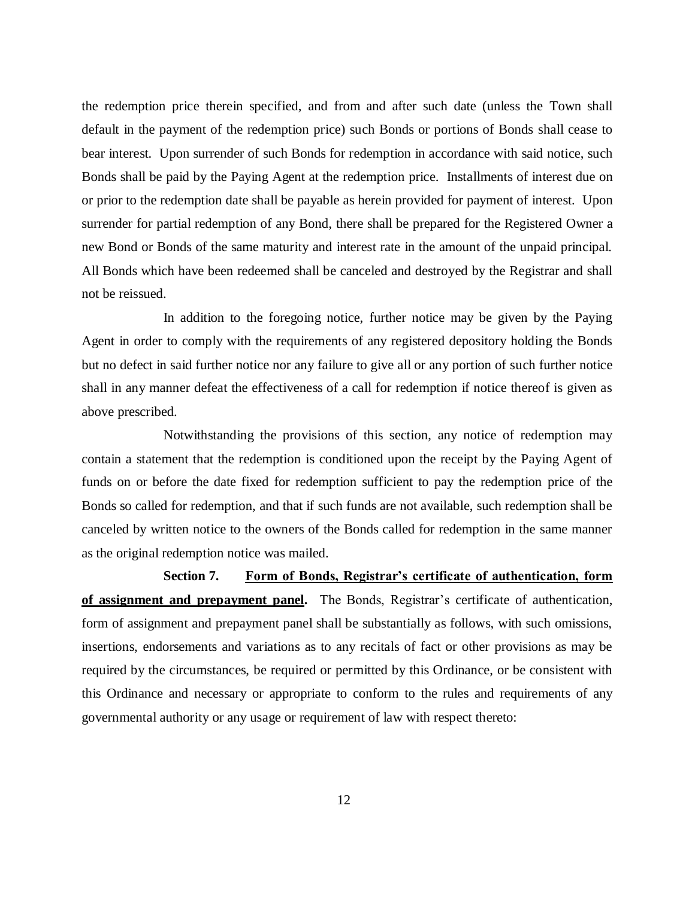the redemption price therein specified, and from and after such date (unless the Town shall default in the payment of the redemption price) such Bonds or portions of Bonds shall cease to bear interest. Upon surrender of such Bonds for redemption in accordance with said notice, such Bonds shall be paid by the Paying Agent at the redemption price. Installments of interest due on or prior to the redemption date shall be payable as herein provided for payment of interest. Upon surrender for partial redemption of any Bond, there shall be prepared for the Registered Owner a new Bond or Bonds of the same maturity and interest rate in the amount of the unpaid principal. All Bonds which have been redeemed shall be canceled and destroyed by the Registrar and shall not be reissued.

In addition to the foregoing notice, further notice may be given by the Paying Agent in order to comply with the requirements of any registered depository holding the Bonds but no defect in said further notice nor any failure to give all or any portion of such further notice shall in any manner defeat the effectiveness of a call for redemption if notice thereof is given as above prescribed.

Notwithstanding the provisions of this section, any notice of redemption may contain a statement that the redemption is conditioned upon the receipt by the Paying Agent of funds on or before the date fixed for redemption sufficient to pay the redemption price of the Bonds so called for redemption, and that if such funds are not available, such redemption shall be canceled by written notice to the owners of the Bonds called for redemption in the same manner as the original redemption notice was mailed.

**Section 7.** **<u>Form of Bonds, Registrar's certificate of authentication, form of assignment and prepayment panel</u>.** The Bonds, Registrar's certificate of authentication, form of assignment and prepayment panel shall be substantially as follows, with such omissions, insertions, endorsements and variations as to any recitals of fact or other provisions as may be required by the circumstances, be required or permitted by this Ordinance, or be consistent with this Ordinance and necessary or appropriate to conform to the rules and requirements of any governmental authority or any usage or requirement of law with respect thereto: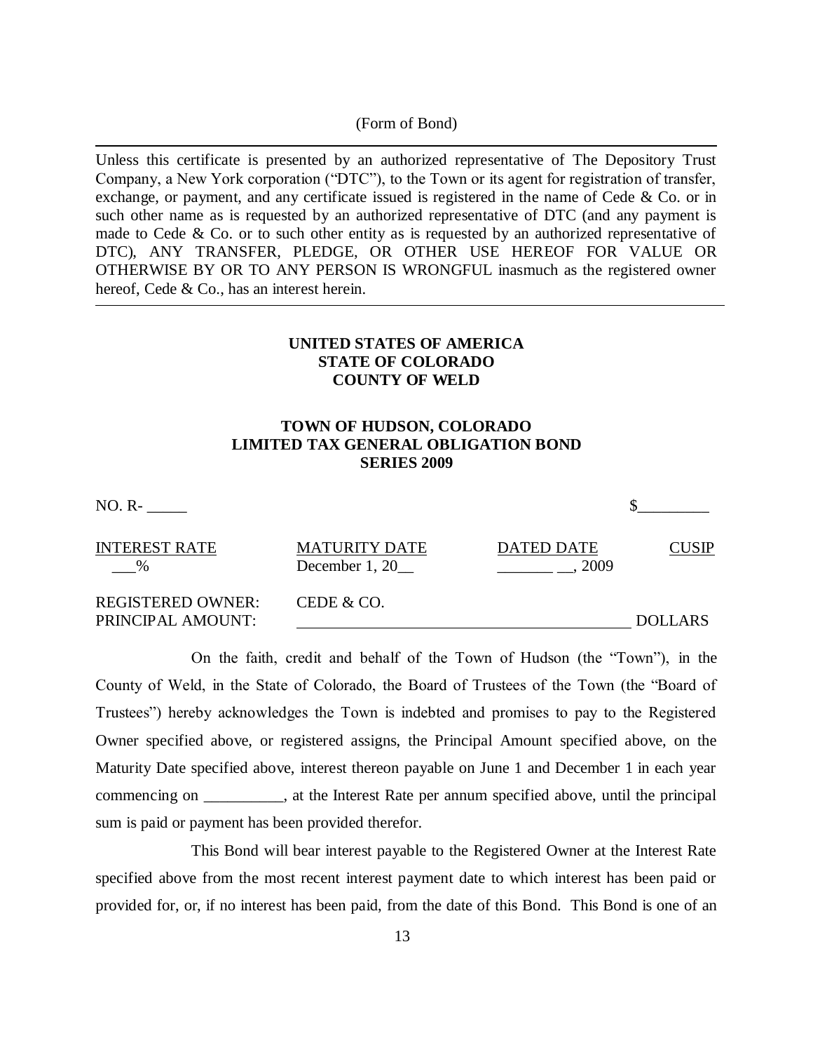(Form of Bond)

---

Unless this certificate is presented by an authorized representative of The Depository Trust Company, a New York corporation ("DTC"), to the Town or its agent for registration of transfer, exchange, or payment, and any certificate issued is registered in the name of Cede & Co. or in such other name as is requested by an authorized representative of DTC (and any payment is made to Cede & Co. or to such other entity as is requested by an authorized representative of DTC), ANY TRANSFER, PLEDGE, OR OTHER USE HEREOF FOR VALUE OR OTHERWISE BY OR TO ANY PERSON IS WRONGFUL inasmuch as the registered owner hereof, Cede & Co., has an interest herein.

---

**UNITED STATES OF AMERICA**
**STATE OF COLORADO**
**COUNTY OF WELD**

**TOWN OF HUDSON, COLORADO**
**LIMITED TAX GENERAL OBLIGATION BOND**
**SERIES 2009**

NO. R- _____ $_________

| INTEREST RATE | MATURITY DATE | DATED DATE | CUSIP |
|---|---|---|---|
| ___% | December 1, 20__ | _______ __, 2009 | |

REGISTERED OWNER: CEDE & CO.
PRINCIPAL AMOUNT: __________________________________________ DOLLARS

On the faith, credit and behalf of the Town of Hudson (the "Town"), in the County of Weld, in the State of Colorado, the Board of Trustees of the Town (the "Board of Trustees") hereby acknowledges the Town is indebted and promises to pay to the Registered Owner specified above, or registered assigns, the Principal Amount specified above, on the Maturity Date specified above, interest thereon payable on June 1 and December 1 in each year commencing on __________, at the Interest Rate per annum specified above, until the principal sum is paid or payment has been provided therefor.

This Bond will bear interest payable to the Registered Owner at the Interest Rate specified above from the most recent interest payment date to which interest has been paid or provided for, or, if no interest has been paid, from the date of this Bond. This Bond is one of an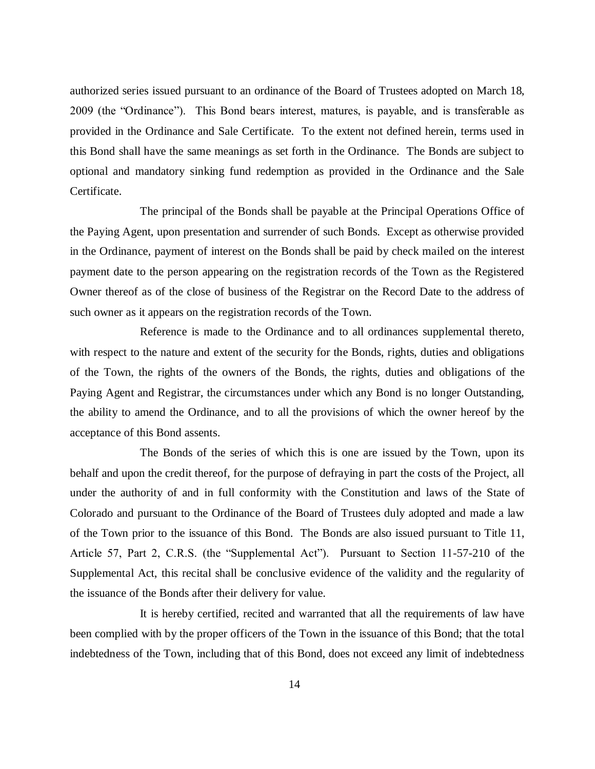authorized series issued pursuant to an ordinance of the Board of Trustees adopted on March 18, 2009 (the "Ordinance"). This Bond bears interest, matures, is payable, and is transferable as provided in the Ordinance and Sale Certificate. To the extent not defined herein, terms used in this Bond shall have the same meanings as set forth in the Ordinance. The Bonds are subject to optional and mandatory sinking fund redemption as provided in the Ordinance and the Sale Certificate.

The principal of the Bonds shall be payable at the Principal Operations Office of the Paying Agent, upon presentation and surrender of such Bonds. Except as otherwise provided in the Ordinance, payment of interest on the Bonds shall be paid by check mailed on the interest payment date to the person appearing on the registration records of the Town as the Registered Owner thereof as of the close of business of the Registrar on the Record Date to the address of such owner as it appears on the registration records of the Town.

Reference is made to the Ordinance and to all ordinances supplemental thereto, with respect to the nature and extent of the security for the Bonds, rights, duties and obligations of the Town, the rights of the owners of the Bonds, the rights, duties and obligations of the Paying Agent and Registrar, the circumstances under which any Bond is no longer Outstanding, the ability to amend the Ordinance, and to all the provisions of which the owner hereof by the acceptance of this Bond assents.

The Bonds of the series of which this is one are issued by the Town, upon its behalf and upon the credit thereof, for the purpose of defraying in part the costs of the Project, all under the authority of and in full conformity with the Constitution and laws of the State of Colorado and pursuant to the Ordinance of the Board of Trustees duly adopted and made a law of the Town prior to the issuance of this Bond. The Bonds are also issued pursuant to Title 11, Article 57, Part 2, C.R.S. (the "Supplemental Act"). Pursuant to Section 11-57-210 of the Supplemental Act, this recital shall be conclusive evidence of the validity and the regularity of the issuance of the Bonds after their delivery for value.

It is hereby certified, recited and warranted that all the requirements of law have been complied with by the proper officers of the Town in the issuance of this Bond; that the total indebtedness of the Town, including that of this Bond, does not exceed any limit of indebtedness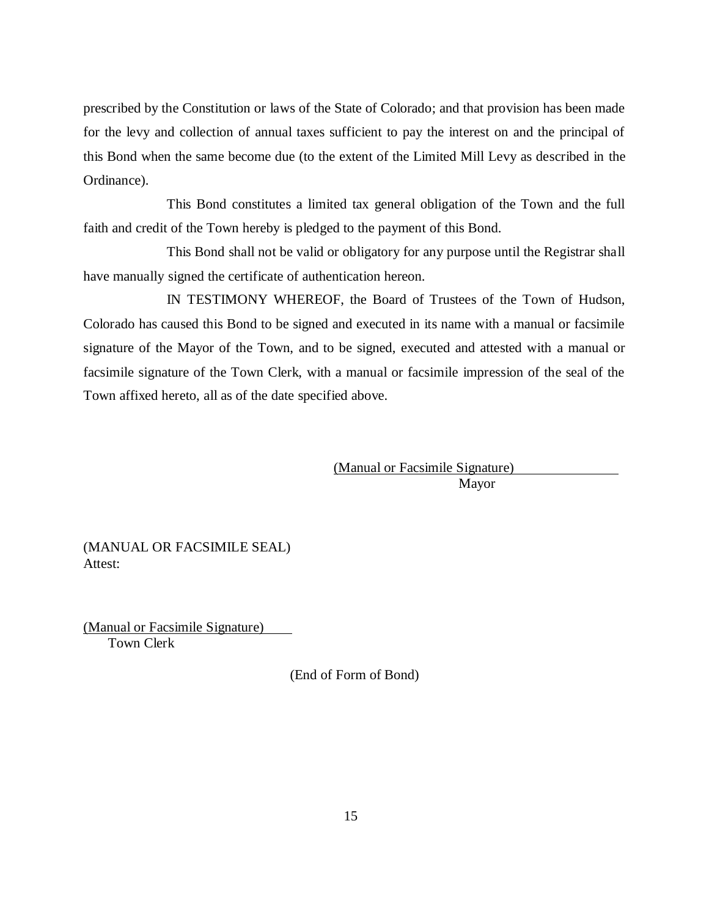prescribed by the Constitution or laws of the State of Colorado; and that provision has been made for the levy and collection of annual taxes sufficient to pay the interest on and the principal of this Bond when the same become due (to the extent of the Limited Mill Levy as described in the Ordinance).

This Bond constitutes a limited tax general obligation of the Town and the full faith and credit of the Town hereby is pledged to the payment of this Bond.

This Bond shall not be valid or obligatory for any purpose until the Registrar shall have manually signed the certificate of authentication hereon.

IN TESTIMONY WHEREOF, the Board of Trustees of the Town of Hudson, Colorado has caused this Bond to be signed and executed in its name with a manual or facsimile signature of the Mayor of the Town, and to be signed, executed and attested with a manual or facsimile signature of the Town Clerk, with a manual or facsimile impression of the seal of the Town affixed hereto, all as of the date specified above.

(Manual or Facsimile Signature)
Mayor

(MANUAL OR FACSIMILE SEAL)
Attest:

(Manual or Facsimile Signature)
Town Clerk

(End of Form of Bond)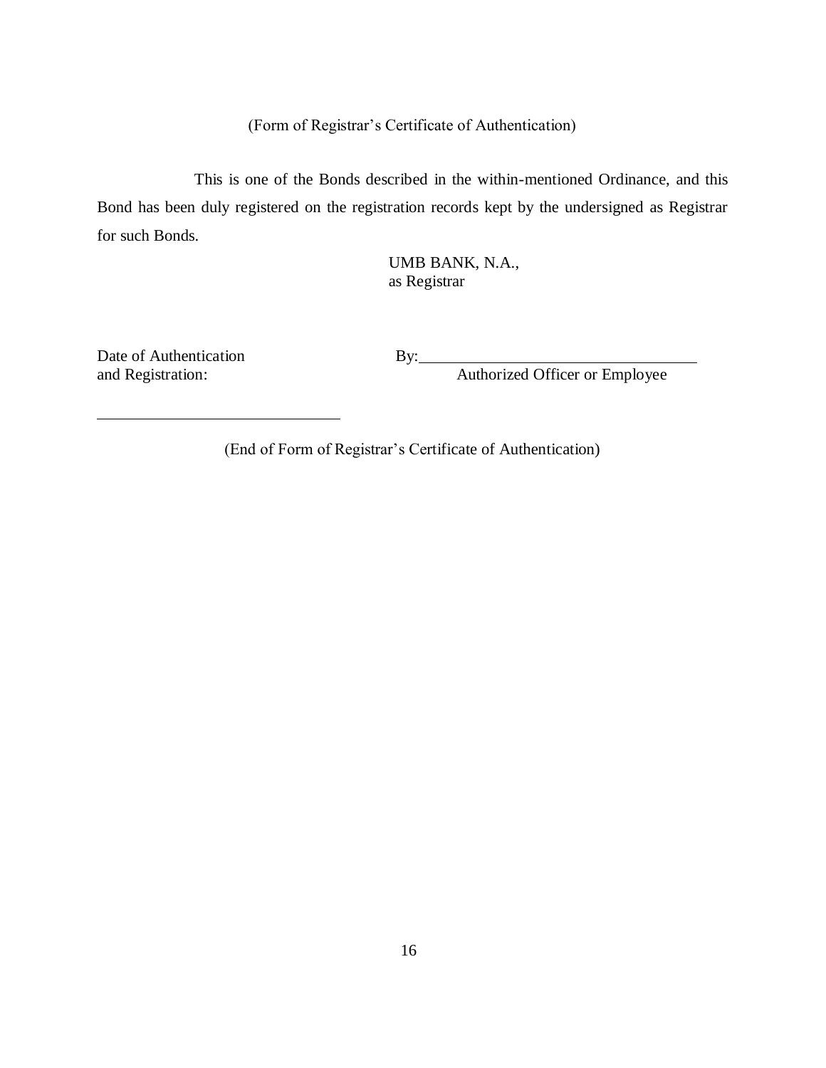(Form of Registrar's Certificate of Authentication)

This is one of the Bonds described in the within-mentioned Ordinance, and this Bond has been duly registered on the registration records kept by the undersigned as Registrar for such Bonds.

UMB BANK, N.A.,  
as Registrar

Date of Authentication  
and Registration:

______________________________

By:______________________________  
Authorized Officer or Employee

(End of Form of Registrar's Certificate of Authentication)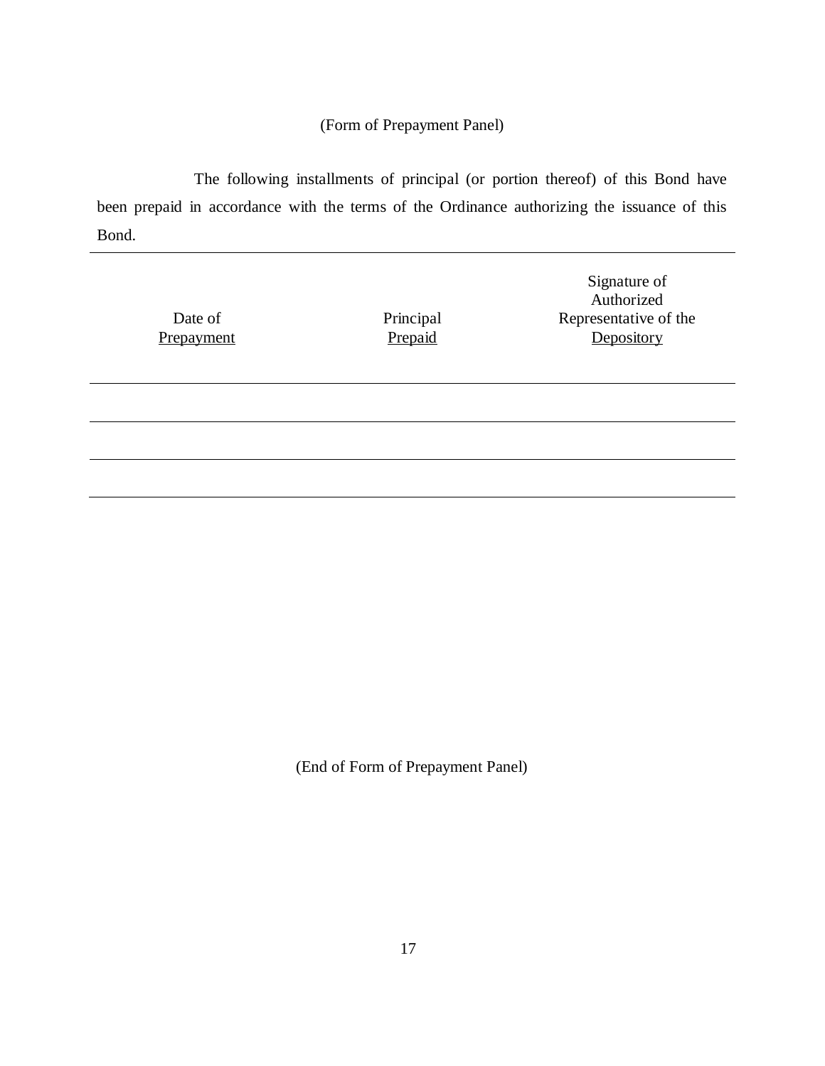(Form of Prepayment Panel)

The following installments of principal (or portion thereof) of this Bond have been prepaid in accordance with the terms of the Ordinance authorizing the issuance of this Bond.

| Date of Prepayment | Principal Prepaid | Signature of Authorized Representative of the Depository |
| --- | --- | --- |
| | | |
| | | |
| | | |

(End of Form of Prepayment Panel)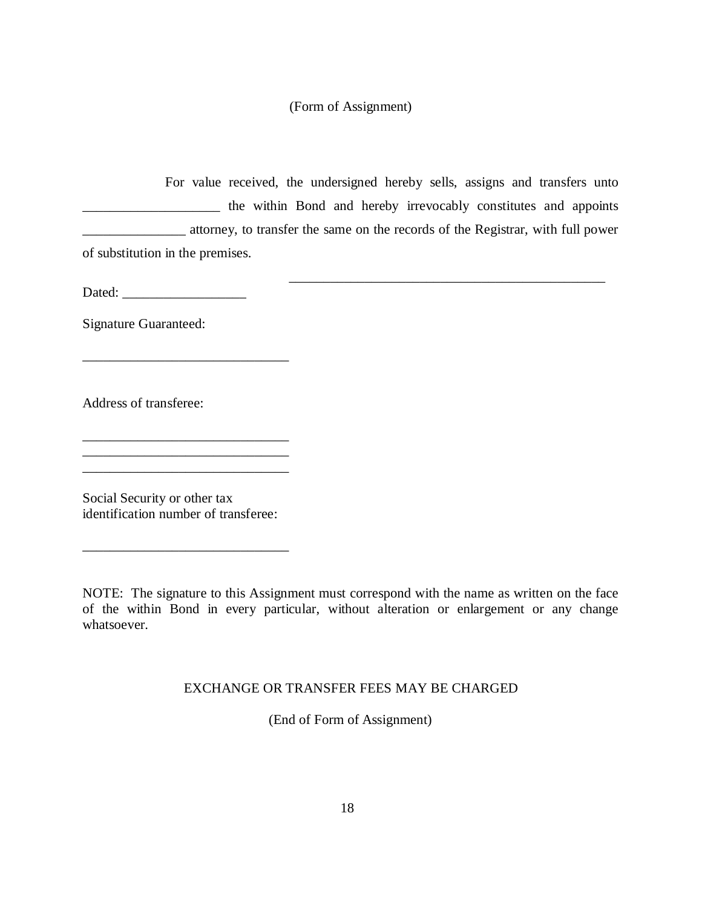(Form of Assignment)

For value received, the undersigned hereby sells, assigns and transfers unto ____________________ the within Bond and hereby irrevocably constitutes and appoints _______________ attorney, to transfer the same on the records of the Registrar, with full power of substitution in the premises.

_______________________________________________

Dated: __________________

Signature Guaranteed:

______________________________

Address of transferee:

______________________________
______________________________
______________________________

Social Security or other tax identification number of transferee:

______________________________

NOTE: The signature to this Assignment must correspond with the name as written on the face of the within Bond in every particular, without alteration or enlargement or any change whatsoever.

EXCHANGE OR TRANSFER FEES MAY BE CHARGED

(End of Form of Assignment)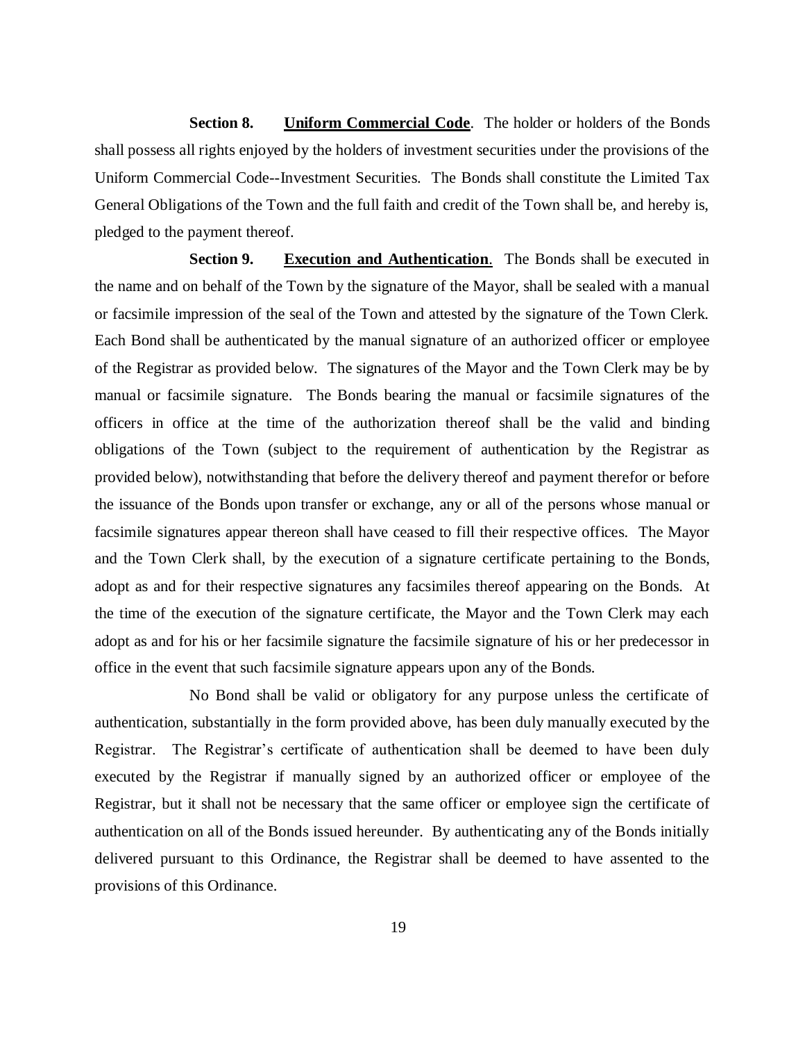**Section 8. Uniform Commercial Code**. The holder or holders of the Bonds shall possess all rights enjoyed by the holders of investment securities under the provisions of the Uniform Commercial Code--Investment Securities. The Bonds shall constitute the Limited Tax General Obligations of the Town and the full faith and credit of the Town shall be, and hereby is, pledged to the payment thereof.

**Section 9. Execution and Authentication**. The Bonds shall be executed in the name and on behalf of the Town by the signature of the Mayor, shall be sealed with a manual or facsimile impression of the seal of the Town and attested by the signature of the Town Clerk. Each Bond shall be authenticated by the manual signature of an authorized officer or employee of the Registrar as provided below. The signatures of the Mayor and the Town Clerk may be by manual or facsimile signature. The Bonds bearing the manual or facsimile signatures of the officers in office at the time of the authorization thereof shall be the valid and binding obligations of the Town (subject to the requirement of authentication by the Registrar as provided below), notwithstanding that before the delivery thereof and payment therefor or before the issuance of the Bonds upon transfer or exchange, any or all of the persons whose manual or facsimile signatures appear thereon shall have ceased to fill their respective offices. The Mayor and the Town Clerk shall, by the execution of a signature certificate pertaining to the Bonds, adopt as and for their respective signatures any facsimiles thereof appearing on the Bonds. At the time of the execution of the signature certificate, the Mayor and the Town Clerk may each adopt as and for his or her facsimile signature the facsimile signature of his or her predecessor in office in the event that such facsimile signature appears upon any of the Bonds.

No Bond shall be valid or obligatory for any purpose unless the certificate of authentication, substantially in the form provided above, has been duly manually executed by the Registrar. The Registrar's certificate of authentication shall be deemed to have been duly executed by the Registrar if manually signed by an authorized officer or employee of the Registrar, but it shall not be necessary that the same officer or employee sign the certificate of authentication on all of the Bonds issued hereunder. By authenticating any of the Bonds initially delivered pursuant to this Ordinance, the Registrar shall be deemed to have assented to the provisions of this Ordinance.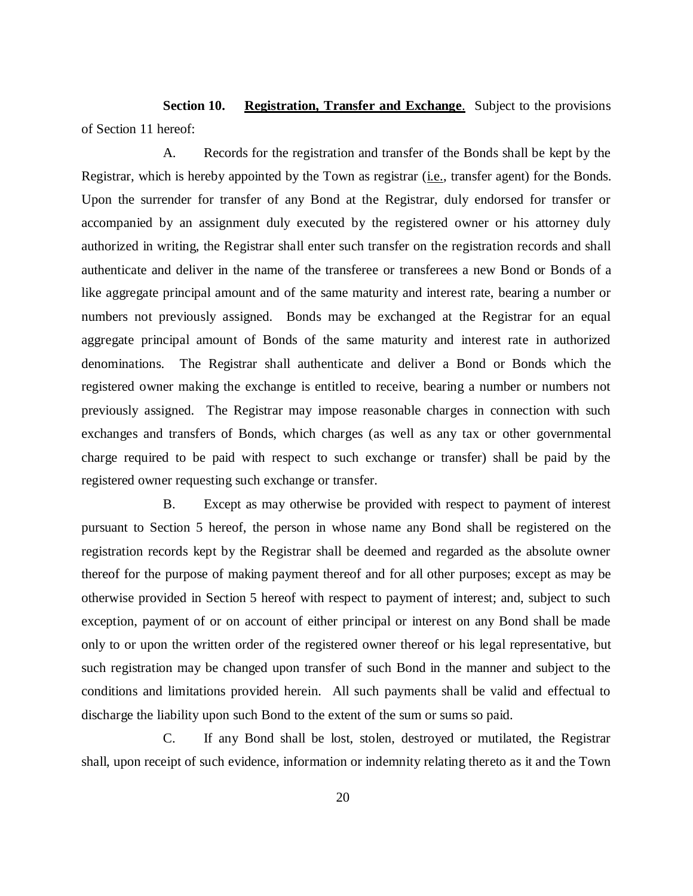**Section 10.** **Registration, Transfer and Exchange**. Subject to the provisions of Section 11 hereof:

A. Records for the registration and transfer of the Bonds shall be kept by the Registrar, which is hereby appointed by the Town as registrar (i.e., transfer agent) for the Bonds. Upon the surrender for transfer of any Bond at the Registrar, duly endorsed for transfer or accompanied by an assignment duly executed by the registered owner or his attorney duly authorized in writing, the Registrar shall enter such transfer on the registration records and shall authenticate and deliver in the name of the transferee or transferees a new Bond or Bonds of a like aggregate principal amount and of the same maturity and interest rate, bearing a number or numbers not previously assigned. Bonds may be exchanged at the Registrar for an equal aggregate principal amount of Bonds of the same maturity and interest rate in authorized denominations. The Registrar shall authenticate and deliver a Bond or Bonds which the registered owner making the exchange is entitled to receive, bearing a number or numbers not previously assigned. The Registrar may impose reasonable charges in connection with such exchanges and transfers of Bonds, which charges (as well as any tax or other governmental charge required to be paid with respect to such exchange or transfer) shall be paid by the registered owner requesting such exchange or transfer.

B. Except as may otherwise be provided with respect to payment of interest pursuant to Section 5 hereof, the person in whose name any Bond shall be registered on the registration records kept by the Registrar shall be deemed and regarded as the absolute owner thereof for the purpose of making payment thereof and for all other purposes; except as may be otherwise provided in Section 5 hereof with respect to payment of interest; and, subject to such exception, payment of or on account of either principal or interest on any Bond shall be made only to or upon the written order of the registered owner thereof or his legal representative, but such registration may be changed upon transfer of such Bond in the manner and subject to the conditions and limitations provided herein. All such payments shall be valid and effectual to discharge the liability upon such Bond to the extent of the sum or sums so paid.

C. If any Bond shall be lost, stolen, destroyed or mutilated, the Registrar shall, upon receipt of such evidence, information or indemnity relating thereto as it and the Town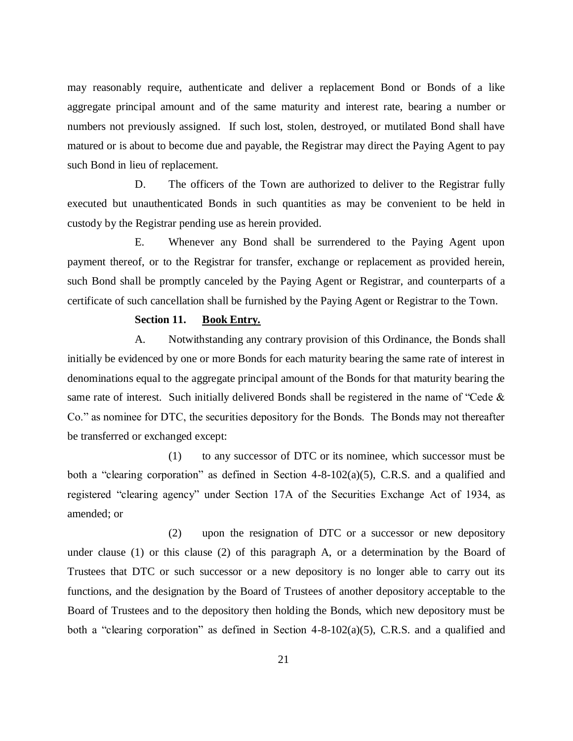may reasonably require, authenticate and deliver a replacement Bond or Bonds of a like aggregate principal amount and of the same maturity and interest rate, bearing a number or numbers not previously assigned. If such lost, stolen, destroyed, or mutilated Bond shall have matured or is about to become due and payable, the Registrar may direct the Paying Agent to pay such Bond in lieu of replacement.

D. The officers of the Town are authorized to deliver to the Registrar fully executed but unauthenticated Bonds in such quantities as may be convenient to be held in custody by the Registrar pending use as herein provided.

E. Whenever any Bond shall be surrendered to the Paying Agent upon payment thereof, or to the Registrar for transfer, exchange or replacement as provided herein, such Bond shall be promptly canceled by the Paying Agent or Registrar, and counterparts of a certificate of such cancellation shall be furnished by the Paying Agent or Registrar to the Town.

**Section 11. Book Entry.**

A. Notwithstanding any contrary provision of this Ordinance, the Bonds shall initially be evidenced by one or more Bonds for each maturity bearing the same rate of interest in denominations equal to the aggregate principal amount of the Bonds for that maturity bearing the same rate of interest. Such initially delivered Bonds shall be registered in the name of "Cede & Co." as nominee for DTC, the securities depository for the Bonds. The Bonds may not thereafter be transferred or exchanged except:

(1) to any successor of DTC or its nominee, which successor must be both a "clearing corporation" as defined in Section 4-8-102(a)(5), C.R.S. and a qualified and registered "clearing agency" under Section 17A of the Securities Exchange Act of 1934, as amended; or

(2) upon the resignation of DTC or a successor or new depository under clause (1) or this clause (2) of this paragraph A, or a determination by the Board of Trustees that DTC or such successor or a new depository is no longer able to carry out its functions, and the designation by the Board of Trustees of another depository acceptable to the Board of Trustees and to the depository then holding the Bonds, which new depository must be both a "clearing corporation" as defined in Section 4-8-102(a)(5), C.R.S. and a qualified and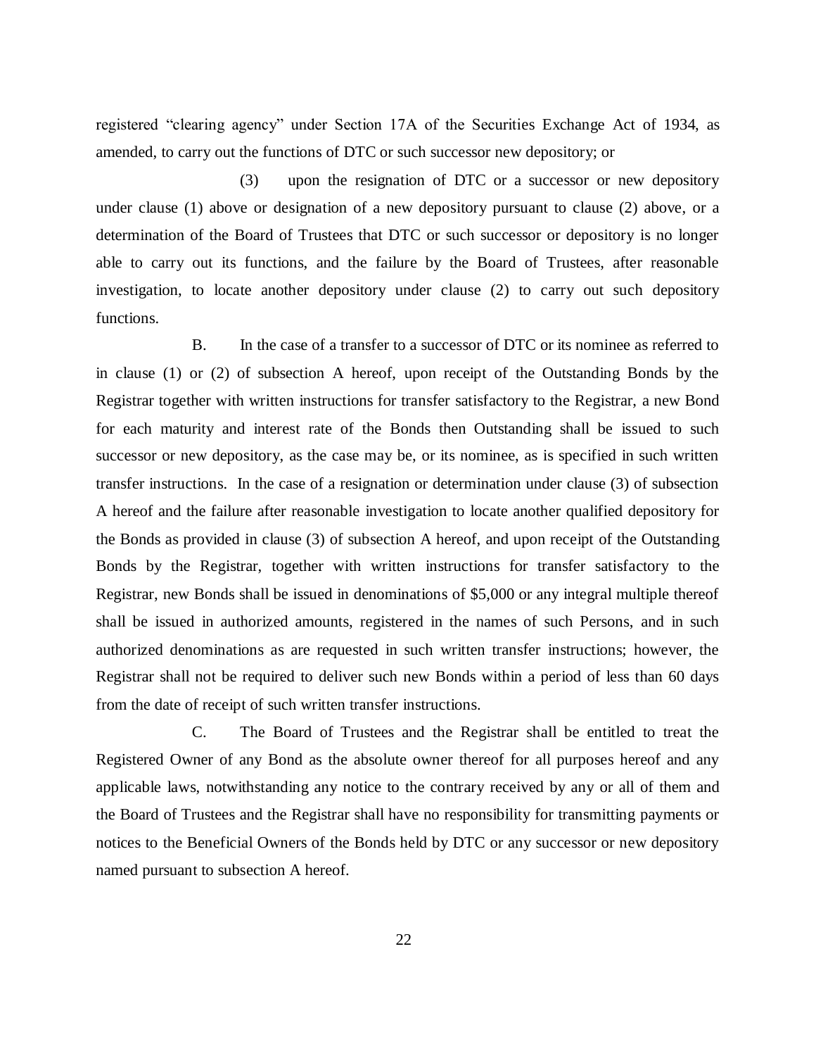registered "clearing agency" under Section 17A of the Securities Exchange Act of 1934, as amended, to carry out the functions of DTC or such successor new depository; or

(3) upon the resignation of DTC or a successor or new depository under clause (1) above or designation of a new depository pursuant to clause (2) above, or a determination of the Board of Trustees that DTC or such successor or depository is no longer able to carry out its functions, and the failure by the Board of Trustees, after reasonable investigation, to locate another depository under clause (2) to carry out such depository functions.

B. In the case of a transfer to a successor of DTC or its nominee as referred to in clause (1) or (2) of subsection A hereof, upon receipt of the Outstanding Bonds by the Registrar together with written instructions for transfer satisfactory to the Registrar, a new Bond for each maturity and interest rate of the Bonds then Outstanding shall be issued to such successor or new depository, as the case may be, or its nominee, as is specified in such written transfer instructions. In the case of a resignation or determination under clause (3) of subsection A hereof and the failure after reasonable investigation to locate another qualified depository for the Bonds as provided in clause (3) of subsection A hereof, and upon receipt of the Outstanding Bonds by the Registrar, together with written instructions for transfer satisfactory to the Registrar, new Bonds shall be issued in denominations of $5,000 or any integral multiple thereof shall be issued in authorized amounts, registered in the names of such Persons, and in such authorized denominations as are requested in such written transfer instructions; however, the Registrar shall not be required to deliver such new Bonds within a period of less than 60 days from the date of receipt of such written transfer instructions.

C. The Board of Trustees and the Registrar shall be entitled to treat the Registered Owner of any Bond as the absolute owner thereof for all purposes hereof and any applicable laws, notwithstanding any notice to the contrary received by any or all of them and the Board of Trustees and the Registrar shall have no responsibility for transmitting payments or notices to the Beneficial Owners of the Bonds held by DTC or any successor or new depository named pursuant to subsection A hereof.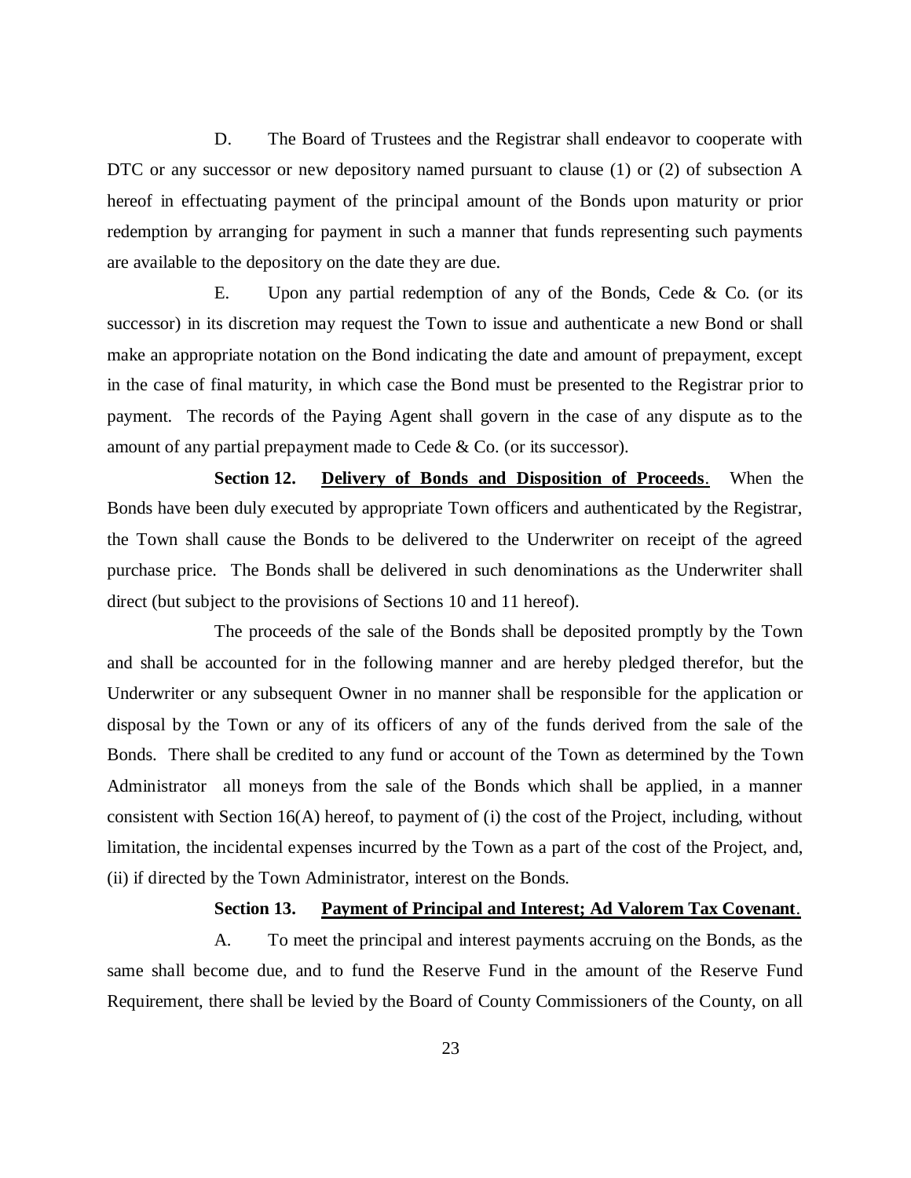D. The Board of Trustees and the Registrar shall endeavor to cooperate with DTC or any successor or new depository named pursuant to clause (1) or (2) of subsection A hereof in effectuating payment of the principal amount of the Bonds upon maturity or prior redemption by arranging for payment in such a manner that funds representing such payments are available to the depository on the date they are due.

E. Upon any partial redemption of any of the Bonds, Cede & Co. (or its successor) in its discretion may request the Town to issue and authenticate a new Bond or shall make an appropriate notation on the Bond indicating the date and amount of prepayment, except in the case of final maturity, in which case the Bond must be presented to the Registrar prior to payment. The records of the Paying Agent shall govern in the case of any dispute as to the amount of any partial prepayment made to Cede & Co. (or its successor).

**Section 12. Delivery of Bonds and Disposition of Proceeds.** When the Bonds have been duly executed by appropriate Town officers and authenticated by the Registrar, the Town shall cause the Bonds to be delivered to the Underwriter on receipt of the agreed purchase price. The Bonds shall be delivered in such denominations as the Underwriter shall direct (but subject to the provisions of Sections 10 and 11 hereof).

The proceeds of the sale of the Bonds shall be deposited promptly by the Town and shall be accounted for in the following manner and are hereby pledged therefor, but the Underwriter or any subsequent Owner in no manner shall be responsible for the application or disposal by the Town or any of its officers of any of the funds derived from the sale of the Bonds. There shall be credited to any fund or account of the Town as determined by the Town Administrator all moneys from the sale of the Bonds which shall be applied, in a manner consistent with Section 16(A) hereof, to payment of (i) the cost of the Project, including, without limitation, the incidental expenses incurred by the Town as a part of the cost of the Project, and, (ii) if directed by the Town Administrator, interest on the Bonds.

**Section 13. Payment of Principal and Interest; Ad Valorem Tax Covenant.**

A. To meet the principal and interest payments accruing on the Bonds, as the same shall become due, and to fund the Reserve Fund in the amount of the Reserve Fund Requirement, there shall be levied by the Board of County Commissioners of the County, on all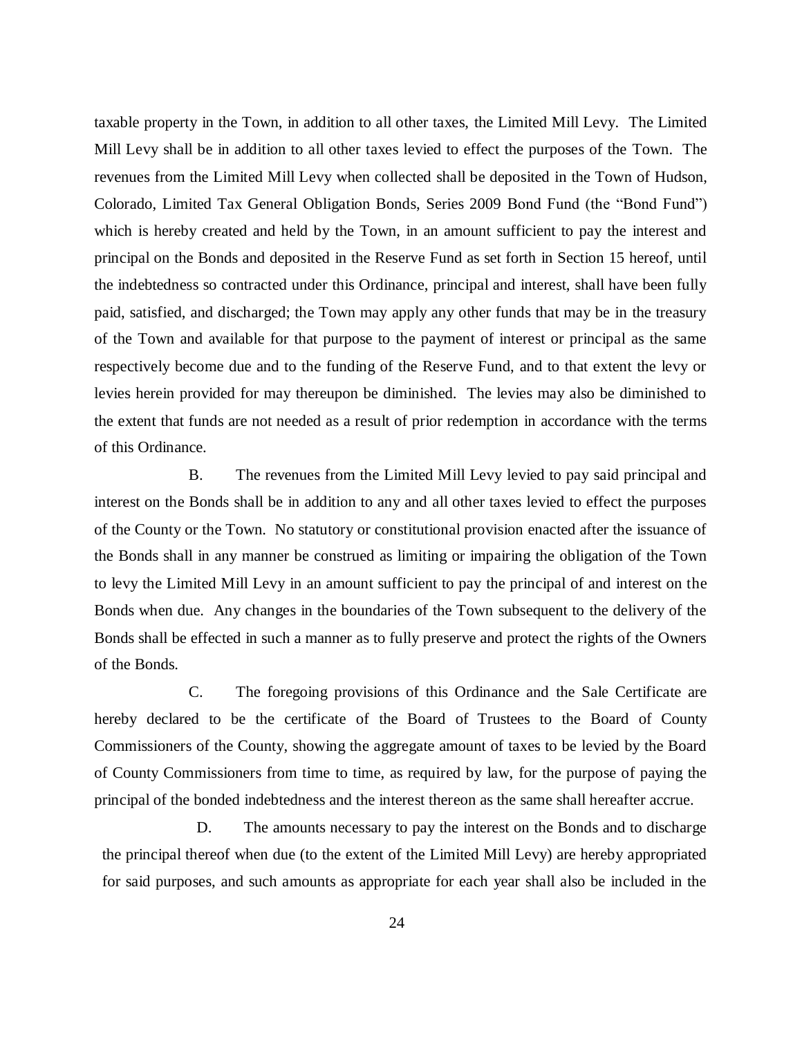taxable property in the Town, in addition to all other taxes, the Limited Mill Levy. The Limited Mill Levy shall be in addition to all other taxes levied to effect the purposes of the Town. The revenues from the Limited Mill Levy when collected shall be deposited in the Town of Hudson, Colorado, Limited Tax General Obligation Bonds, Series 2009 Bond Fund (the "Bond Fund") which is hereby created and held by the Town, in an amount sufficient to pay the interest and principal on the Bonds and deposited in the Reserve Fund as set forth in Section 15 hereof, until the indebtedness so contracted under this Ordinance, principal and interest, shall have been fully paid, satisfied, and discharged; the Town may apply any other funds that may be in the treasury of the Town and available for that purpose to the payment of interest or principal as the same respectively become due and to the funding of the Reserve Fund, and to that extent the levy or levies herein provided for may thereupon be diminished. The levies may also be diminished to the extent that funds are not needed as a result of prior redemption in accordance with the terms of this Ordinance.

B. The revenues from the Limited Mill Levy levied to pay said principal and interest on the Bonds shall be in addition to any and all other taxes levied to effect the purposes of the County or the Town. No statutory or constitutional provision enacted after the issuance of the Bonds shall in any manner be construed as limiting or impairing the obligation of the Town to levy the Limited Mill Levy in an amount sufficient to pay the principal of and interest on the Bonds when due. Any changes in the boundaries of the Town subsequent to the delivery of the Bonds shall be effected in such a manner as to fully preserve and protect the rights of the Owners of the Bonds.

C. The foregoing provisions of this Ordinance and the Sale Certificate are hereby declared to be the certificate of the Board of Trustees to the Board of County Commissioners of the County, showing the aggregate amount of taxes to be levied by the Board of County Commissioners from time to time, as required by law, for the purpose of paying the principal of the bonded indebtedness and the interest thereon as the same shall hereafter accrue.

D. The amounts necessary to pay the interest on the Bonds and to discharge the principal thereof when due (to the extent of the Limited Mill Levy) are hereby appropriated for said purposes, and such amounts as appropriate for each year shall also be included in the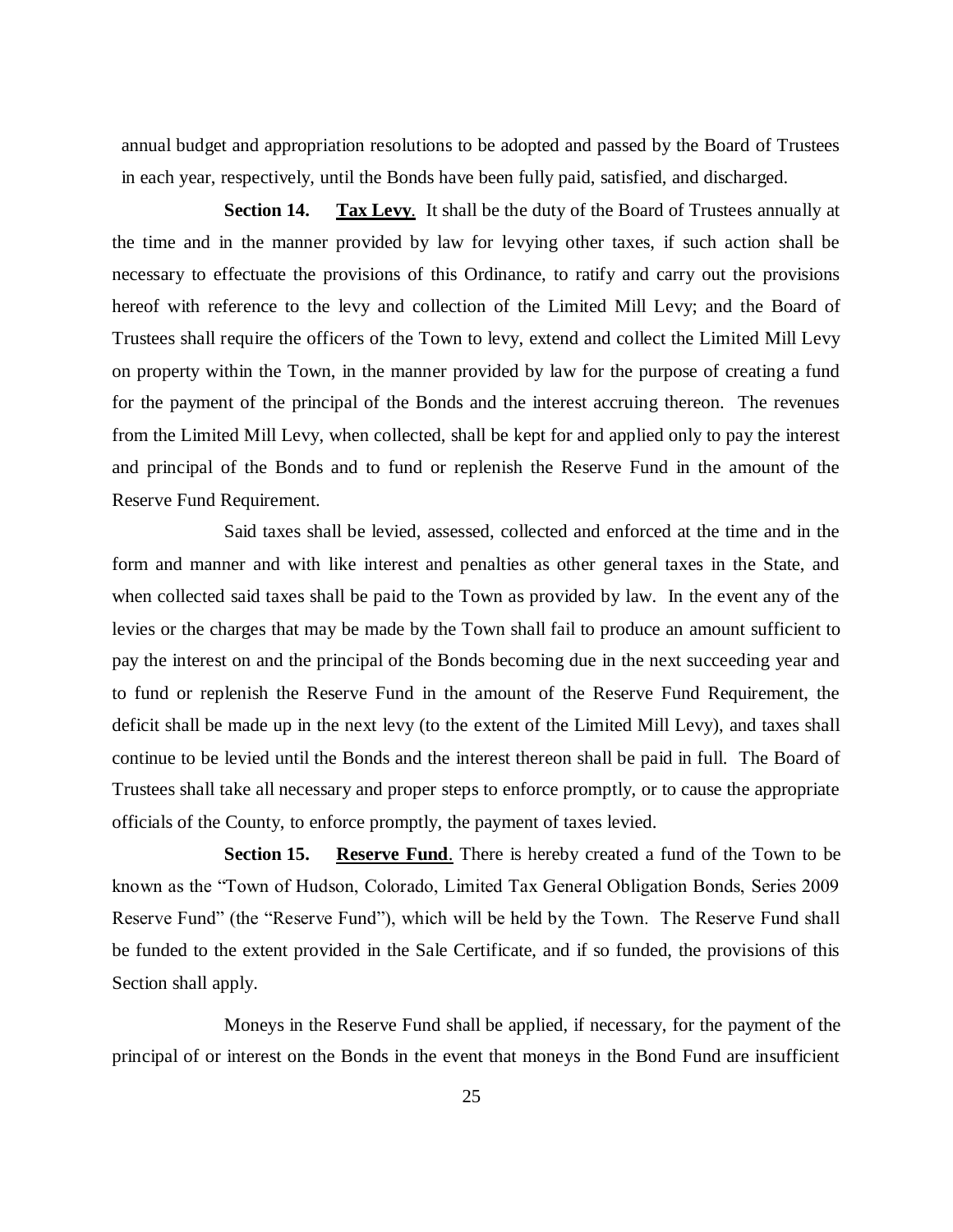annual budget and appropriation resolutions to be adopted and passed by the Board of Trustees in each year, respectively, until the Bonds have been fully paid, satisfied, and discharged.

**Section 14.** **<u>Tax Levy</u>**. It shall be the duty of the Board of Trustees annually at the time and in the manner provided by law for levying other taxes, if such action shall be necessary to effectuate the provisions of this Ordinance, to ratify and carry out the provisions hereof with reference to the levy and collection of the Limited Mill Levy; and the Board of Trustees shall require the officers of the Town to levy, extend and collect the Limited Mill Levy on property within the Town, in the manner provided by law for the purpose of creating a fund for the payment of the principal of the Bonds and the interest accruing thereon. The revenues from the Limited Mill Levy, when collected, shall be kept for and applied only to pay the interest and principal of the Bonds and to fund or replenish the Reserve Fund in the amount of the Reserve Fund Requirement.

Said taxes shall be levied, assessed, collected and enforced at the time and in the form and manner and with like interest and penalties as other general taxes in the State, and when collected said taxes shall be paid to the Town as provided by law. In the event any of the levies or the charges that may be made by the Town shall fail to produce an amount sufficient to pay the interest on and the principal of the Bonds becoming due in the next succeeding year and to fund or replenish the Reserve Fund in the amount of the Reserve Fund Requirement, the deficit shall be made up in the next levy (to the extent of the Limited Mill Levy), and taxes shall continue to be levied until the Bonds and the interest thereon shall be paid in full. The Board of Trustees shall take all necessary and proper steps to enforce promptly, or to cause the appropriate officials of the County, to enforce promptly, the payment of taxes levied.

**Section 15.** **<u>Reserve Fund</u>**. There is hereby created a fund of the Town to be known as the "Town of Hudson, Colorado, Limited Tax General Obligation Bonds, Series 2009 Reserve Fund" (the "Reserve Fund"), which will be held by the Town. The Reserve Fund shall be funded to the extent provided in the Sale Certificate, and if so funded, the provisions of this Section shall apply.

Moneys in the Reserve Fund shall be applied, if necessary, for the payment of the principal of or interest on the Bonds in the event that moneys in the Bond Fund are insufficient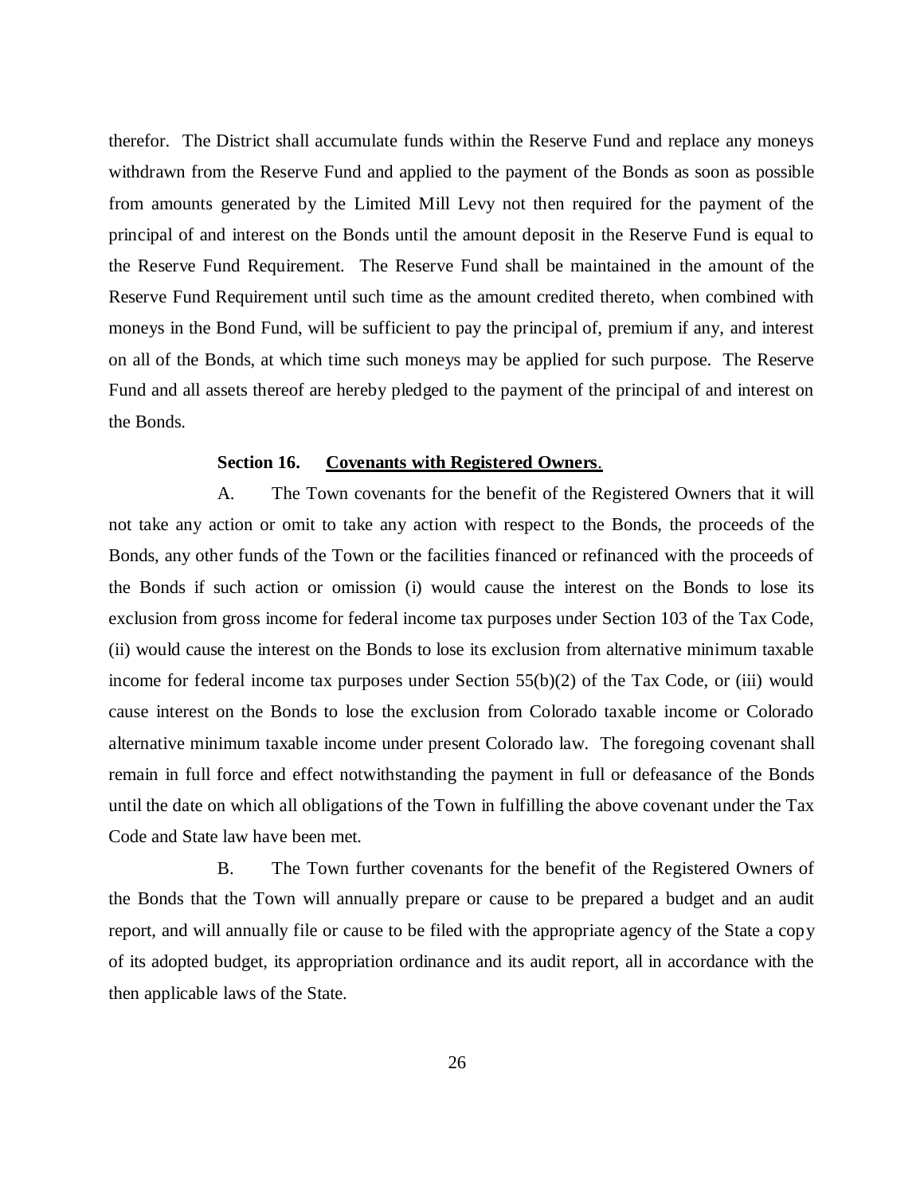therefor. The District shall accumulate funds within the Reserve Fund and replace any moneys withdrawn from the Reserve Fund and applied to the payment of the Bonds as soon as possible from amounts generated by the Limited Mill Levy not then required for the payment of the principal of and interest on the Bonds until the amount deposit in the Reserve Fund is equal to the Reserve Fund Requirement. The Reserve Fund shall be maintained in the amount of the Reserve Fund Requirement until such time as the amount credited thereto, when combined with moneys in the Bond Fund, will be sufficient to pay the principal of, premium if any, and interest on all of the Bonds, at which time such moneys may be applied for such purpose. The Reserve Fund and all assets thereof are hereby pledged to the payment of the principal of and interest on the Bonds.

**Section 16. Covenants with Registered Owners.**

A. The Town covenants for the benefit of the Registered Owners that it will not take any action or omit to take any action with respect to the Bonds, the proceeds of the Bonds, any other funds of the Town or the facilities financed or refinanced with the proceeds of the Bonds if such action or omission (i) would cause the interest on the Bonds to lose its exclusion from gross income for federal income tax purposes under Section 103 of the Tax Code, (ii) would cause the interest on the Bonds to lose its exclusion from alternative minimum taxable income for federal income tax purposes under Section 55(b)(2) of the Tax Code, or (iii) would cause interest on the Bonds to lose the exclusion from Colorado taxable income or Colorado alternative minimum taxable income under present Colorado law. The foregoing covenant shall remain in full force and effect notwithstanding the payment in full or defeasance of the Bonds until the date on which all obligations of the Town in fulfilling the above covenant under the Tax Code and State law have been met.

B. The Town further covenants for the benefit of the Registered Owners of the Bonds that the Town will annually prepare or cause to be prepared a budget and an audit report, and will annually file or cause to be filed with the appropriate agency of the State a copy of its adopted budget, its appropriation ordinance and its audit report, all in accordance with the then applicable laws of the State.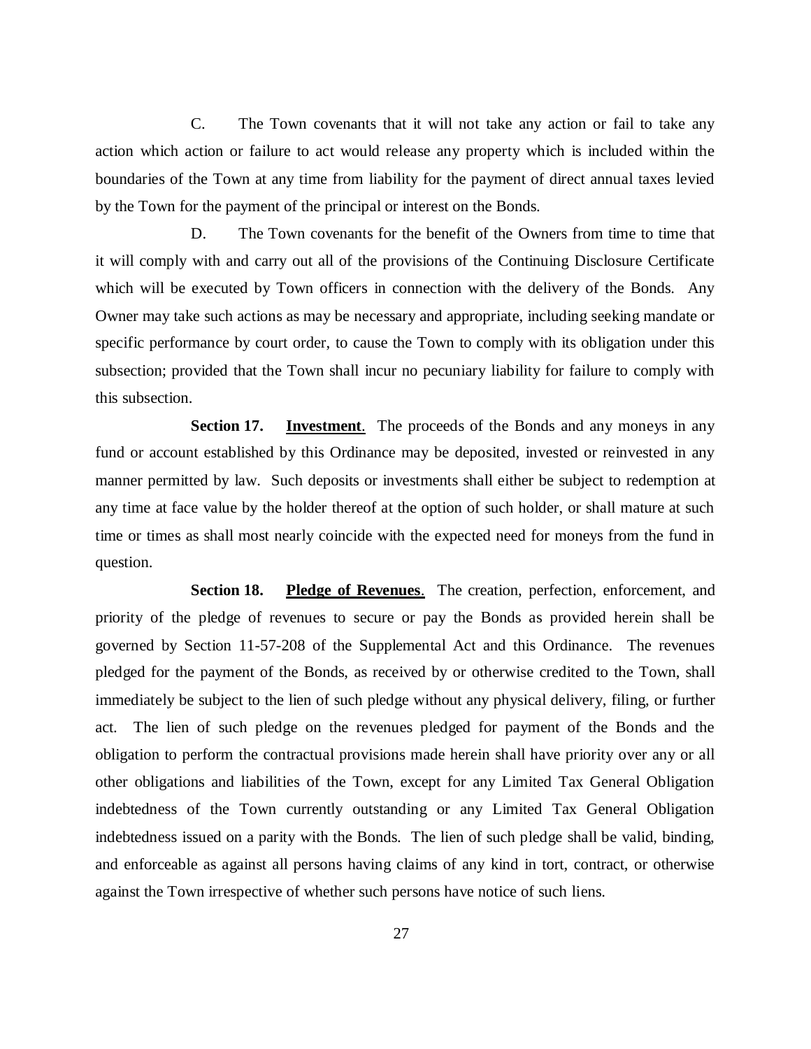C. The Town covenants that it will not take any action or fail to take any action which action or failure to act would release any property which is included within the boundaries of the Town at any time from liability for the payment of direct annual taxes levied by the Town for the payment of the principal or interest on the Bonds.

D. The Town covenants for the benefit of the Owners from time to time that it will comply with and carry out all of the provisions of the Continuing Disclosure Certificate which will be executed by Town officers in connection with the delivery of the Bonds. Any Owner may take such actions as may be necessary and appropriate, including seeking mandate or specific performance by court order, to cause the Town to comply with its obligation under this subsection; provided that the Town shall incur no pecuniary liability for failure to comply with this subsection.

**Section 17.** **Investment**. The proceeds of the Bonds and any moneys in any fund or account established by this Ordinance may be deposited, invested or reinvested in any manner permitted by law. Such deposits or investments shall either be subject to redemption at any time at face value by the holder thereof at the option of such holder, or shall mature at such time or times as shall most nearly coincide with the expected need for moneys from the fund in question.

**Section 18.** **Pledge of Revenues**. The creation, perfection, enforcement, and priority of the pledge of revenues to secure or pay the Bonds as provided herein shall be governed by Section 11-57-208 of the Supplemental Act and this Ordinance. The revenues pledged for the payment of the Bonds, as received by or otherwise credited to the Town, shall immediately be subject to the lien of such pledge without any physical delivery, filing, or further act. The lien of such pledge on the revenues pledged for payment of the Bonds and the obligation to perform the contractual provisions made herein shall have priority over any or all other obligations and liabilities of the Town, except for any Limited Tax General Obligation indebtedness of the Town currently outstanding or any Limited Tax General Obligation indebtedness issued on a parity with the Bonds. The lien of such pledge shall be valid, binding, and enforceable as against all persons having claims of any kind in tort, contract, or otherwise against the Town irrespective of whether such persons have notice of such liens.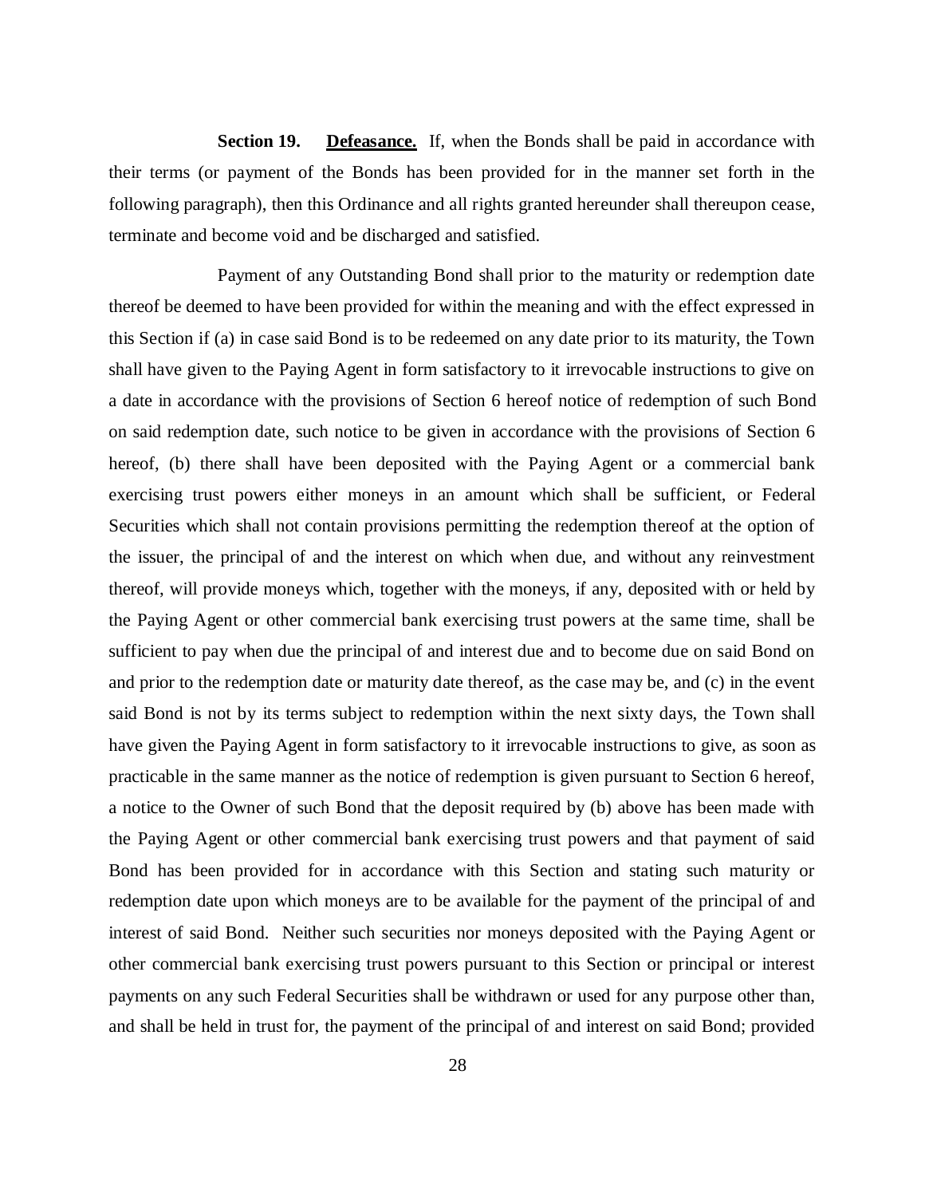**Section 19. <u>Defeasance.</u>** If, when the Bonds shall be paid in accordance with their terms (or payment of the Bonds has been provided for in the manner set forth in the following paragraph), then this Ordinance and all rights granted hereunder shall thereupon cease, terminate and become void and be discharged and satisfied.

Payment of any Outstanding Bond shall prior to the maturity or redemption date thereof be deemed to have been provided for within the meaning and with the effect expressed in this Section if (a) in case said Bond is to be redeemed on any date prior to its maturity, the Town shall have given to the Paying Agent in form satisfactory to it irrevocable instructions to give on a date in accordance with the provisions of Section 6 hereof notice of redemption of such Bond on said redemption date, such notice to be given in accordance with the provisions of Section 6 hereof, (b) there shall have been deposited with the Paying Agent or a commercial bank exercising trust powers either moneys in an amount which shall be sufficient, or Federal Securities which shall not contain provisions permitting the redemption thereof at the option of the issuer, the principal of and the interest on which when due, and without any reinvestment thereof, will provide moneys which, together with the moneys, if any, deposited with or held by the Paying Agent or other commercial bank exercising trust powers at the same time, shall be sufficient to pay when due the principal of and interest due and to become due on said Bond on and prior to the redemption date or maturity date thereof, as the case may be, and (c) in the event said Bond is not by its terms subject to redemption within the next sixty days, the Town shall have given the Paying Agent in form satisfactory to it irrevocable instructions to give, as soon as practicable in the same manner as the notice of redemption is given pursuant to Section 6 hereof, a notice to the Owner of such Bond that the deposit required by (b) above has been made with the Paying Agent or other commercial bank exercising trust powers and that payment of said Bond has been provided for in accordance with this Section and stating such maturity or redemption date upon which moneys are to be available for the payment of the principal of and interest of said Bond. Neither such securities nor moneys deposited with the Paying Agent or other commercial bank exercising trust powers pursuant to this Section or principal or interest payments on any such Federal Securities shall be withdrawn or used for any purpose other than, and shall be held in trust for, the payment of the principal of and interest on said Bond; provided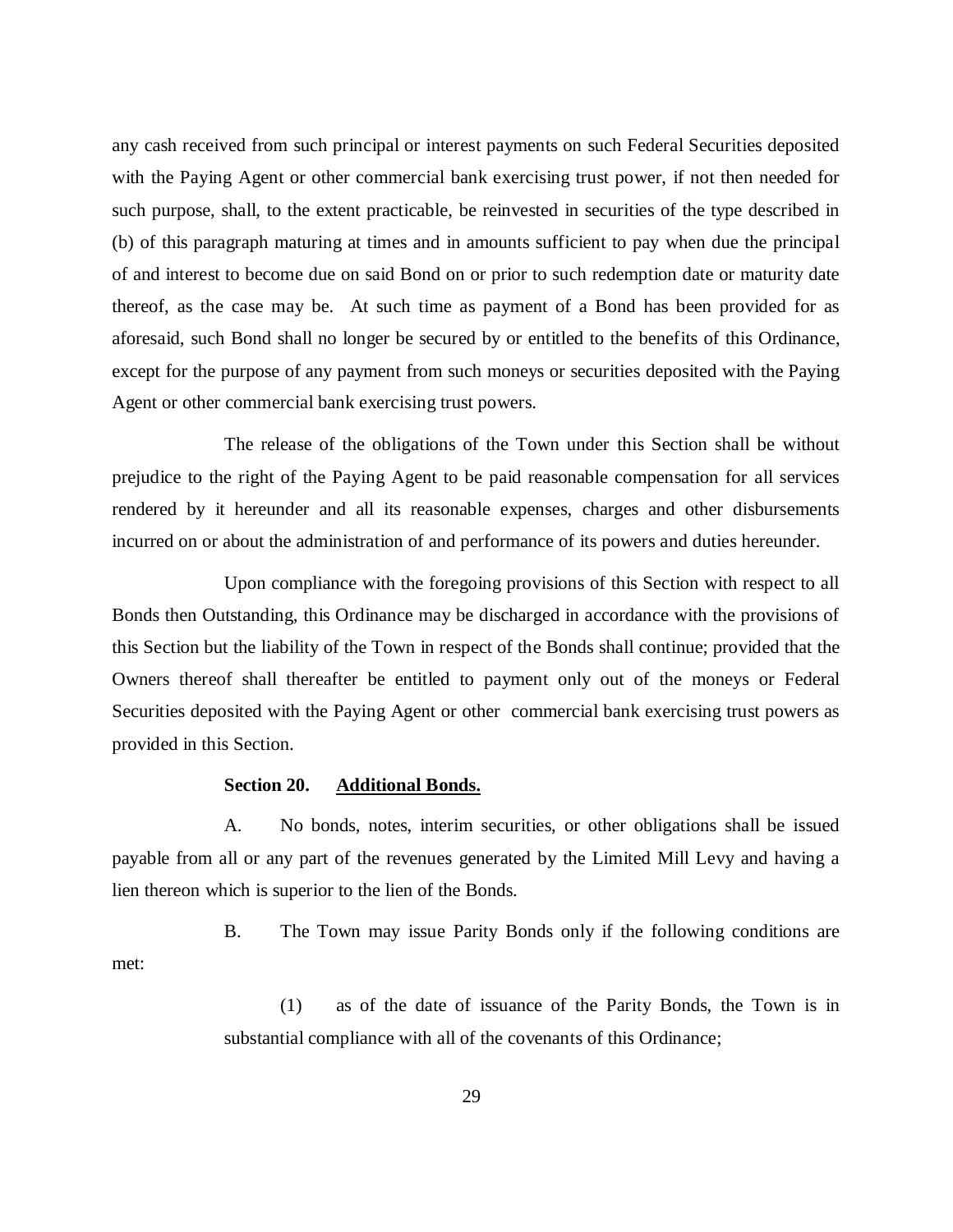any cash received from such principal or interest payments on such Federal Securities deposited with the Paying Agent or other commercial bank exercising trust power, if not then needed for such purpose, shall, to the extent practicable, be reinvested in securities of the type described in (b) of this paragraph maturing at times and in amounts sufficient to pay when due the principal of and interest to become due on said Bond on or prior to such redemption date or maturity date thereof, as the case may be. At such time as payment of a Bond has been provided for as aforesaid, such Bond shall no longer be secured by or entitled to the benefits of this Ordinance, except for the purpose of any payment from such moneys or securities deposited with the Paying Agent or other commercial bank exercising trust powers.

The release of the obligations of the Town under this Section shall be without prejudice to the right of the Paying Agent to be paid reasonable compensation for all services rendered by it hereunder and all its reasonable expenses, charges and other disbursements incurred on or about the administration of and performance of its powers and duties hereunder.

Upon compliance with the foregoing provisions of this Section with respect to all Bonds then Outstanding, this Ordinance may be discharged in accordance with the provisions of this Section but the liability of the Town in respect of the Bonds shall continue; provided that the Owners thereof shall thereafter be entitled to payment only out of the moneys or Federal Securities deposited with the Paying Agent or other commercial bank exercising trust powers as provided in this Section.

**Section 20. Additional Bonds.**

A. No bonds, notes, interim securities, or other obligations shall be issued payable from all or any part of the revenues generated by the Limited Mill Levy and having a lien thereon which is superior to the lien of the Bonds.

B. The Town may issue Parity Bonds only if the following conditions are met:

(1) as of the date of issuance of the Parity Bonds, the Town is in substantial compliance with all of the covenants of this Ordinance;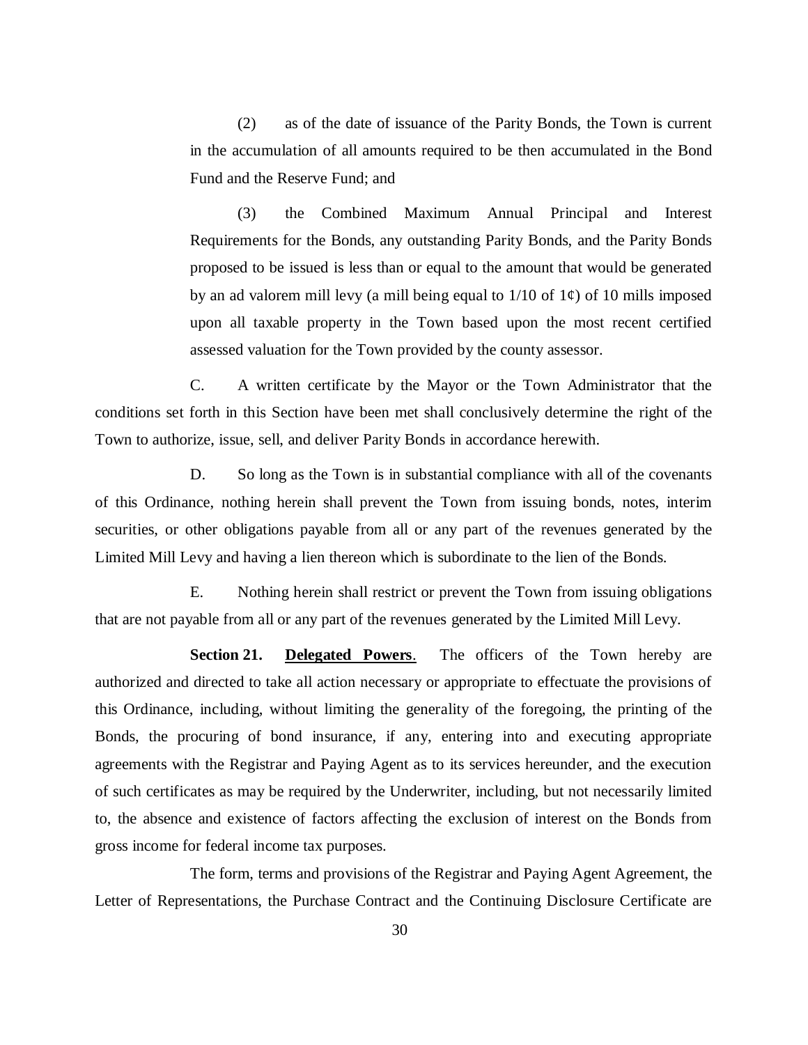(2) as of the date of issuance of the Parity Bonds, the Town is current in the accumulation of all amounts required to be then accumulated in the Bond Fund and the Reserve Fund; and

(3) the Combined Maximum Annual Principal and Interest Requirements for the Bonds, any outstanding Parity Bonds, and the Parity Bonds proposed to be issued is less than or equal to the amount that would be generated by an ad valorem mill levy (a mill being equal to 1/10 of 1¢) of 10 mills imposed upon all taxable property in the Town based upon the most recent certified assessed valuation for the Town provided by the county assessor.

C. A written certificate by the Mayor or the Town Administrator that the conditions set forth in this Section have been met shall conclusively determine the right of the Town to authorize, issue, sell, and deliver Parity Bonds in accordance herewith.

D. So long as the Town is in substantial compliance with all of the covenants of this Ordinance, nothing herein shall prevent the Town from issuing bonds, notes, interim securities, or other obligations payable from all or any part of the revenues generated by the Limited Mill Levy and having a lien thereon which is subordinate to the lien of the Bonds.

E. Nothing herein shall restrict or prevent the Town from issuing obligations that are not payable from all or any part of the revenues generated by the Limited Mill Levy.

**Section 21. Delegated Powers**. The officers of the Town hereby are authorized and directed to take all action necessary or appropriate to effectuate the provisions of this Ordinance, including, without limiting the generality of the foregoing, the printing of the Bonds, the procuring of bond insurance, if any, entering into and executing appropriate agreements with the Registrar and Paying Agent as to its services hereunder, and the execution of such certificates as may be required by the Underwriter, including, but not necessarily limited to, the absence and existence of factors affecting the exclusion of interest on the Bonds from gross income for federal income tax purposes.

The form, terms and provisions of the Registrar and Paying Agent Agreement, the Letter of Representations, the Purchase Contract and the Continuing Disclosure Certificate are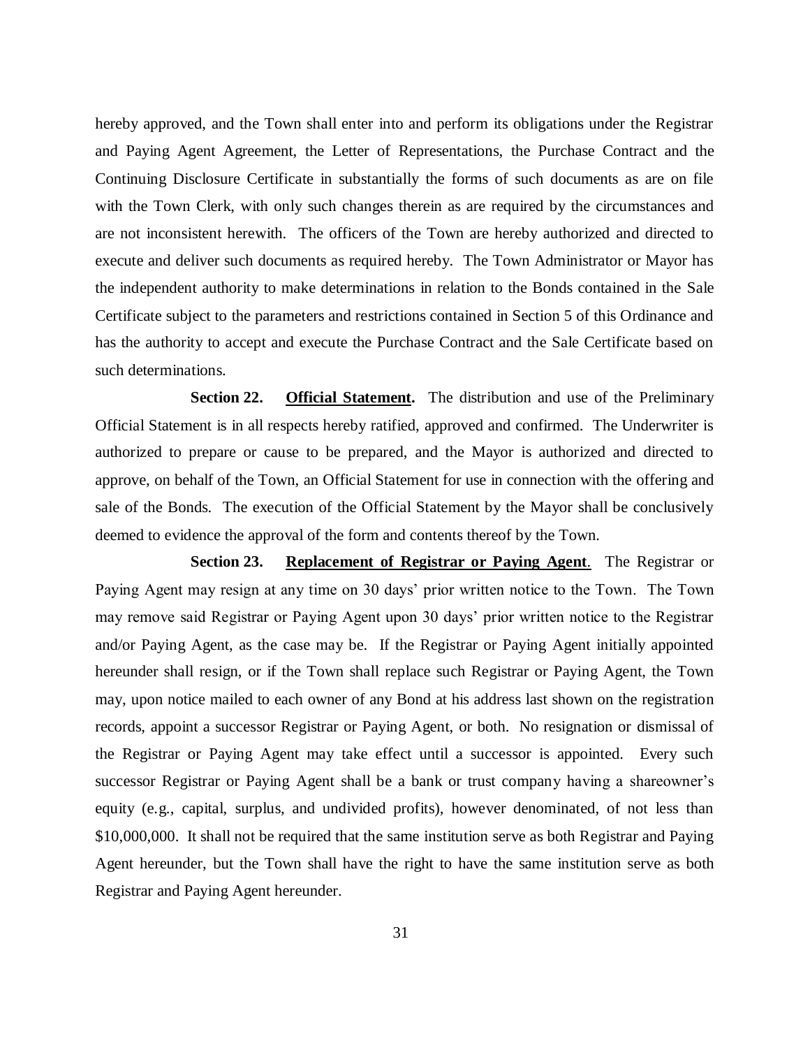hereby approved, and the Town shall enter into and perform its obligations under the Registrar and Paying Agent Agreement, the Letter of Representations, the Purchase Contract and the Continuing Disclosure Certificate in substantially the forms of such documents as are on file with the Town Clerk, with only such changes therein as are required by the circumstances and are not inconsistent herewith. The officers of the Town are hereby authorized and directed to execute and deliver such documents as required hereby. The Town Administrator or Mayor has the independent authority to make determinations in relation to the Bonds contained in the Sale Certificate subject to the parameters and restrictions contained in Section 5 of this Ordinance and has the authority to accept and execute the Purchase Contract and the Sale Certificate based on such determinations.

**Section 22.** **Official Statement.** The distribution and use of the Preliminary Official Statement is in all respects hereby ratified, approved and confirmed. The Underwriter is authorized to prepare or cause to be prepared, and the Mayor is authorized and directed to approve, on behalf of the Town, an Official Statement for use in connection with the offering and sale of the Bonds. The execution of the Official Statement by the Mayor shall be conclusively deemed to evidence the approval of the form and contents thereof by the Town.

**Section 23.** **Replacement of Registrar or Paying Agent**. The Registrar or Paying Agent may resign at any time on 30 days' prior written notice to the Town. The Town may remove said Registrar or Paying Agent upon 30 days' prior written notice to the Registrar and/or Paying Agent, as the case may be. If the Registrar or Paying Agent initially appointed hereunder shall resign, or if the Town shall replace such Registrar or Paying Agent, the Town may, upon notice mailed to each owner of any Bond at his address last shown on the registration records, appoint a successor Registrar or Paying Agent, or both. No resignation or dismissal of the Registrar or Paying Agent may take effect until a successor is appointed. Every such successor Registrar or Paying Agent shall be a bank or trust company having a shareowner's equity (e.g., capital, surplus, and undivided profits), however denominated, of not less than $10,000,000. It shall not be required that the same institution serve as both Registrar and Paying Agent hereunder, but the Town shall have the right to have the same institution serve as both Registrar and Paying Agent hereunder.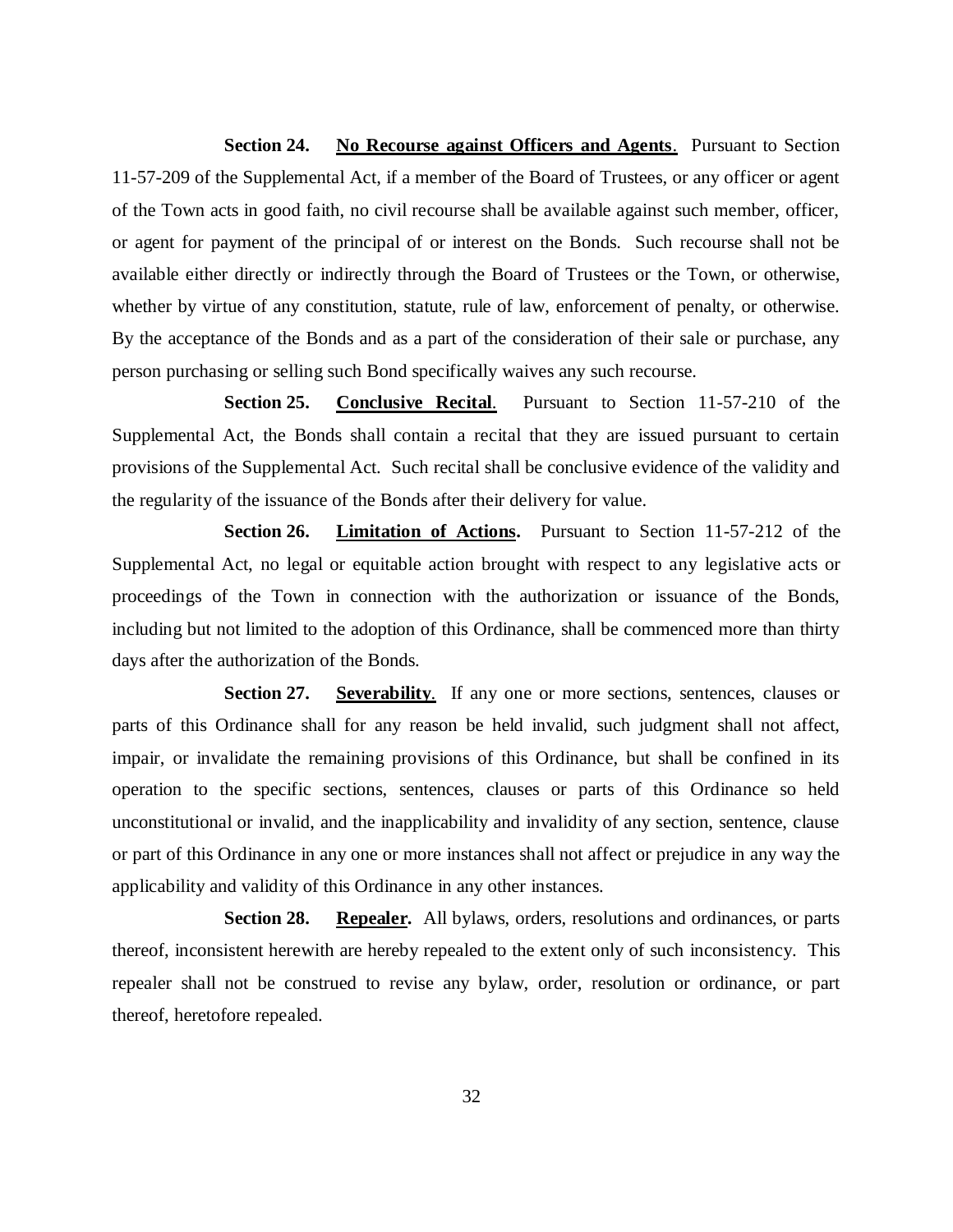**Section 24.** **No Recourse against Officers and Agents**. Pursuant to Section 11-57-209 of the Supplemental Act, if a member of the Board of Trustees, or any officer or agent of the Town acts in good faith, no civil recourse shall be available against such member, officer, or agent for payment of the principal of or interest on the Bonds. Such recourse shall not be available either directly or indirectly through the Board of Trustees or the Town, or otherwise, whether by virtue of any constitution, statute, rule of law, enforcement of penalty, or otherwise. By the acceptance of the Bonds and as a part of the consideration of their sale or purchase, any person purchasing or selling such Bond specifically waives any such recourse.

**Section 25.** **Conclusive Recital**. Pursuant to Section 11-57-210 of the Supplemental Act, the Bonds shall contain a recital that they are issued pursuant to certain provisions of the Supplemental Act. Such recital shall be conclusive evidence of the validity and the regularity of the issuance of the Bonds after their delivery for value.

**Section 26.** **Limitation of Actions.** Pursuant to Section 11-57-212 of the Supplemental Act, no legal or equitable action brought with respect to any legislative acts or proceedings of the Town in connection with the authorization or issuance of the Bonds, including but not limited to the adoption of this Ordinance, shall be commenced more than thirty days after the authorization of the Bonds.

**Section 27.** **Severability**. If any one or more sections, sentences, clauses or parts of this Ordinance shall for any reason be held invalid, such judgment shall not affect, impair, or invalidate the remaining provisions of this Ordinance, but shall be confined in its operation to the specific sections, sentences, clauses or parts of this Ordinance so held unconstitutional or invalid, and the inapplicability and invalidity of any section, sentence, clause or part of this Ordinance in any one or more instances shall not affect or prejudice in any way the applicability and validity of this Ordinance in any other instances.

**Section 28.** **Repealer.** All bylaws, orders, resolutions and ordinances, or parts thereof, inconsistent herewith are hereby repealed to the extent only of such inconsistency. This repealer shall not be construed to revise any bylaw, order, resolution or ordinance, or part thereof, heretofore repealed.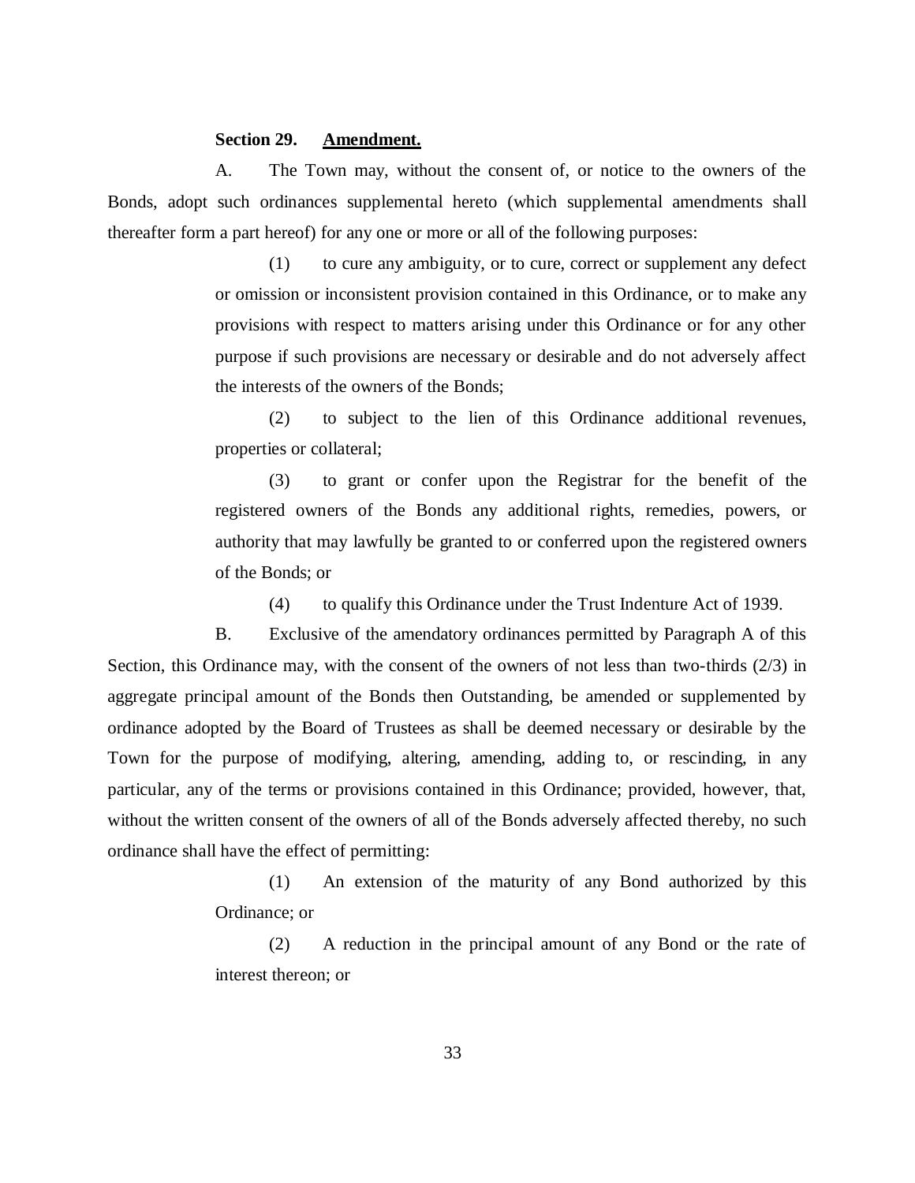**Section 29. Amendment.**

A. The Town may, without the consent of, or notice to the owners of the Bonds, adopt such ordinances supplemental hereto (which supplemental amendments shall thereafter form a part hereof) for any one or more or all of the following purposes:

> (1) to cure any ambiguity, or to cure, correct or supplement any defect or omission or inconsistent provision contained in this Ordinance, or to make any provisions with respect to matters arising under this Ordinance or for any other purpose if such provisions are necessary or desirable and do not adversely affect the interests of the owners of the Bonds;
>
> (2) to subject to the lien of this Ordinance additional revenues, properties or collateral;
>
> (3) to grant or confer upon the Registrar for the benefit of the registered owners of the Bonds any additional rights, remedies, powers, or authority that may lawfully be granted to or conferred upon the registered owners of the Bonds; or
>
> (4) to qualify this Ordinance under the Trust Indenture Act of 1939.

B. Exclusive of the amendatory ordinances permitted by Paragraph A of this Section, this Ordinance may, with the consent of the owners of not less than two-thirds (2/3) in aggregate principal amount of the Bonds then Outstanding, be amended or supplemented by ordinance adopted by the Board of Trustees as shall be deemed necessary or desirable by the Town for the purpose of modifying, altering, amending, adding to, or rescinding, in any particular, any of the terms or provisions contained in this Ordinance; provided, however, that, without the written consent of the owners of all of the Bonds adversely affected thereby, no such ordinance shall have the effect of permitting:

> (1) An extension of the maturity of any Bond authorized by this Ordinance; or
>
> (2) A reduction in the principal amount of any Bond or the rate of interest thereon; or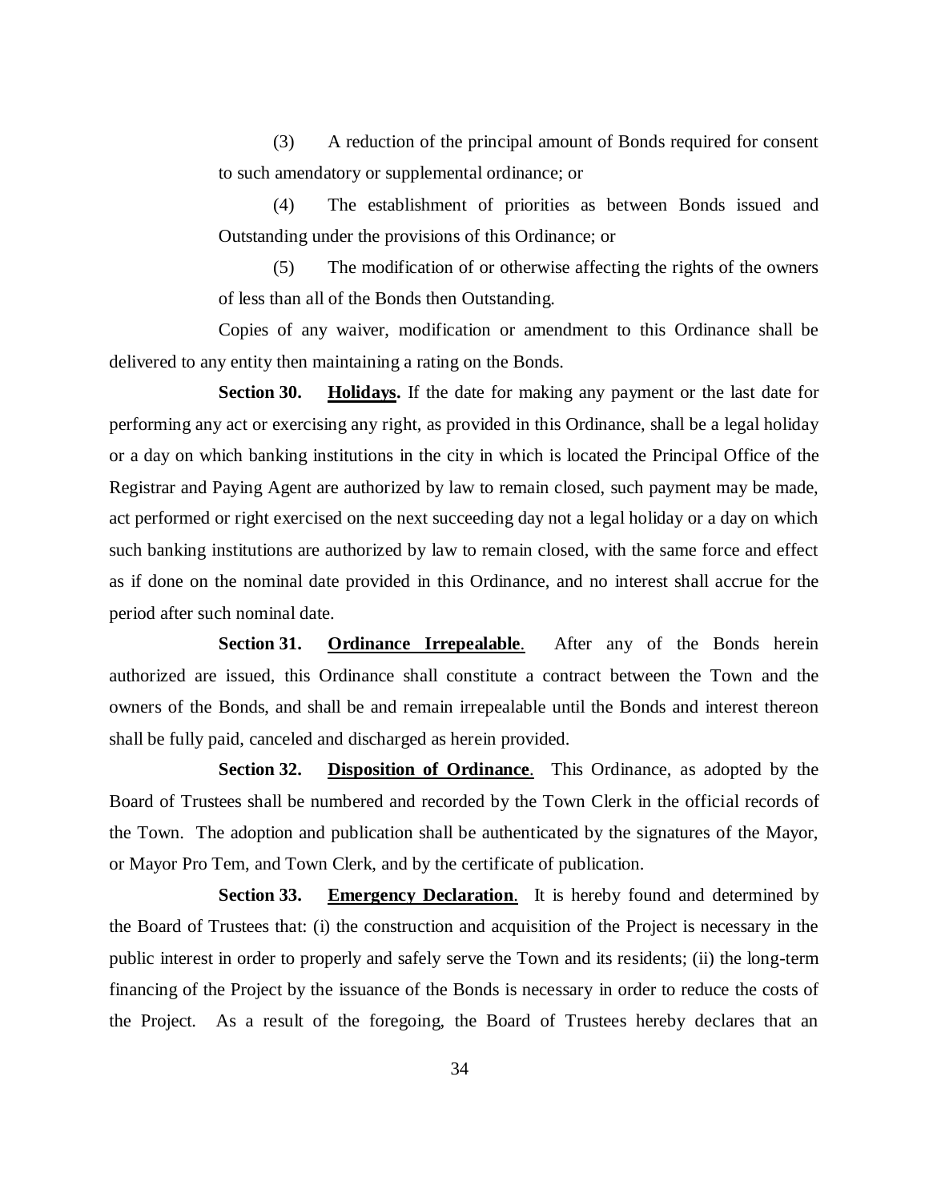(3) A reduction of the principal amount of Bonds required for consent to such amendatory or supplemental ordinance; or

(4) The establishment of priorities as between Bonds issued and Outstanding under the provisions of this Ordinance; or

(5) The modification of or otherwise affecting the rights of the owners of less than all of the Bonds then Outstanding.

Copies of any waiver, modification or amendment to this Ordinance shall be delivered to any entity then maintaining a rating on the Bonds.

**Section 30. Holidays.** If the date for making any payment or the last date for performing any act or exercising any right, as provided in this Ordinance, shall be a legal holiday or a day on which banking institutions in the city in which is located the Principal Office of the Registrar and Paying Agent are authorized by law to remain closed, such payment may be made, act performed or right exercised on the next succeeding day not a legal holiday or a day on which such banking institutions are authorized by law to remain closed, with the same force and effect as if done on the nominal date provided in this Ordinance, and no interest shall accrue for the period after such nominal date.

**Section 31. Ordinance Irrepealable**. After any of the Bonds herein authorized are issued, this Ordinance shall constitute a contract between the Town and the owners of the Bonds, and shall be and remain irrepealable until the Bonds and interest thereon shall be fully paid, canceled and discharged as herein provided.

**Section 32. Disposition of Ordinance**. This Ordinance, as adopted by the Board of Trustees shall be numbered and recorded by the Town Clerk in the official records of the Town. The adoption and publication shall be authenticated by the signatures of the Mayor, or Mayor Pro Tem, and Town Clerk, and by the certificate of publication.

**Section 33. Emergency Declaration**. It is hereby found and determined by the Board of Trustees that: (i) the construction and acquisition of the Project is necessary in the public interest in order to properly and safely serve the Town and its residents; (ii) the long-term financing of the Project by the issuance of the Bonds is necessary in order to reduce the costs of the Project. As a result of the foregoing, the Board of Trustees hereby declares that an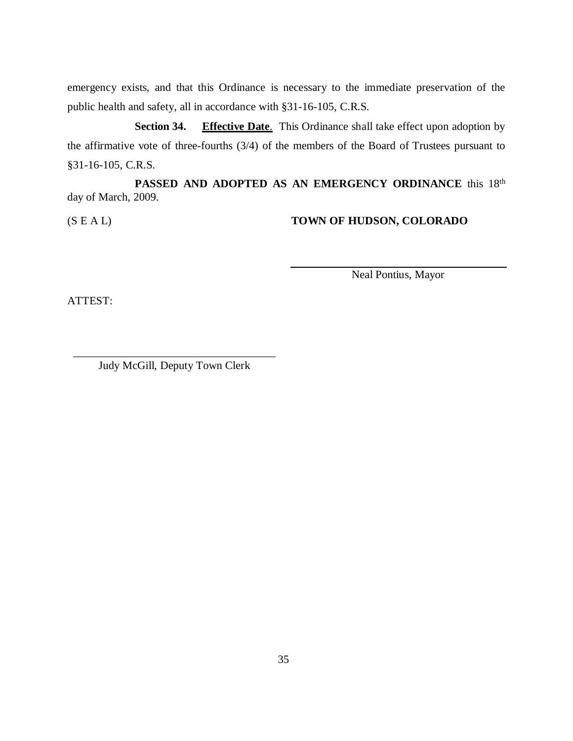emergency exists, and that this Ordinance is necessary to the immediate preservation of the public health and safety, all in accordance with §31-16-105, C.R.S.

**Section 34.** **Effective Date**. This Ordinance shall take effect upon adoption by the affirmative vote of three-fourths (3/4) of the members of the Board of Trustees pursuant to §31-16-105, C.R.S.

**PASSED AND ADOPTED AS AN EMERGENCY ORDINANCE** this 18th day of March, 2009.

(S E A L) **TOWN OF HUDSON, COLORADO**

\_\_\_\_\_\_\_\_\_\_\_\_\_\_\_\_\_\_\_\_\_\_\_\_\_\_\_\_\_\_\_\_\_\_\_\_

Neal Pontius, Mayor

ATTEST:

\_\_\_\_\_\_\_\_\_\_\_\_\_\_\_\_\_\_\_\_\_\_\_\_\_\_\_\_\_\_\_\_\_\_\_\_

Judy McGill, Deputy Town Clerk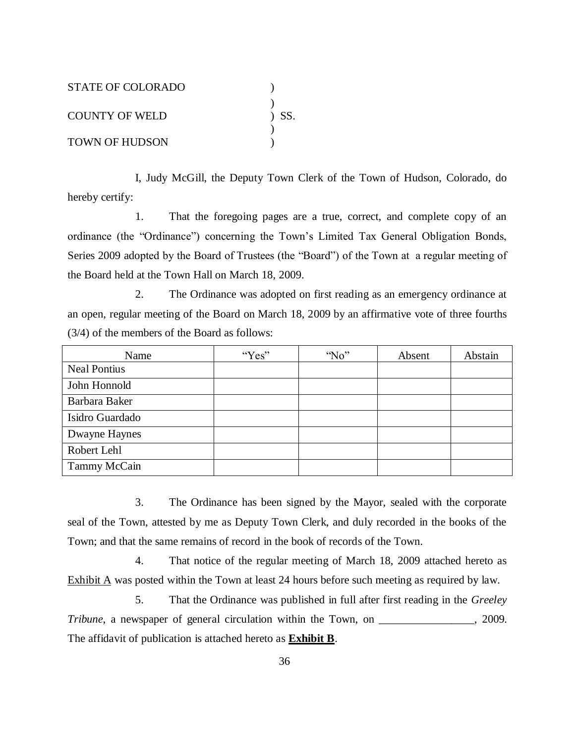STATE OF COLORADO )
)
COUNTY OF WELD ) SS.
)
TOWN OF HUDSON )

I, Judy McGill, the Deputy Town Clerk of the Town of Hudson, Colorado, do hereby certify:

1. That the foregoing pages are a true, correct, and complete copy of an ordinance (the "Ordinance") concerning the Town's Limited Tax General Obligation Bonds, Series 2009 adopted by the Board of Trustees (the "Board") of the Town at a regular meeting of the Board held at the Town Hall on March 18, 2009.

2. The Ordinance was adopted on first reading as an emergency ordinance at an open, regular meeting of the Board on March 18, 2009 by an affirmative vote of three fourths (3/4) of the members of the Board as follows:

| Name | "Yes" | "No" | Absent | Abstain |
|---|---|---|---|---|
| Neal Pontius | | | | |
| John Honnold | | | | |
| Barbara Baker | | | | |
| Isidro Guardado | | | | |
| Dwayne Haynes | | | | |
| Robert Lehl | | | | |
| Tammy McCain | | | | |

3. The Ordinance has been signed by the Mayor, sealed with the corporate seal of the Town, attested by me as Deputy Town Clerk, and duly recorded in the books of the Town; and that the same remains of record in the book of records of the Town.

4. That notice of the regular meeting of March 18, 2009 attached hereto as Exhibit A was posted within the Town at least 24 hours before such meeting as required by law.

5. That the Ordinance was published in full after first reading in the *Greeley Tribune*, a newspaper of general circulation within the Town, on _________________, 2009. The affidavit of publication is attached hereto as **Exhibit B**.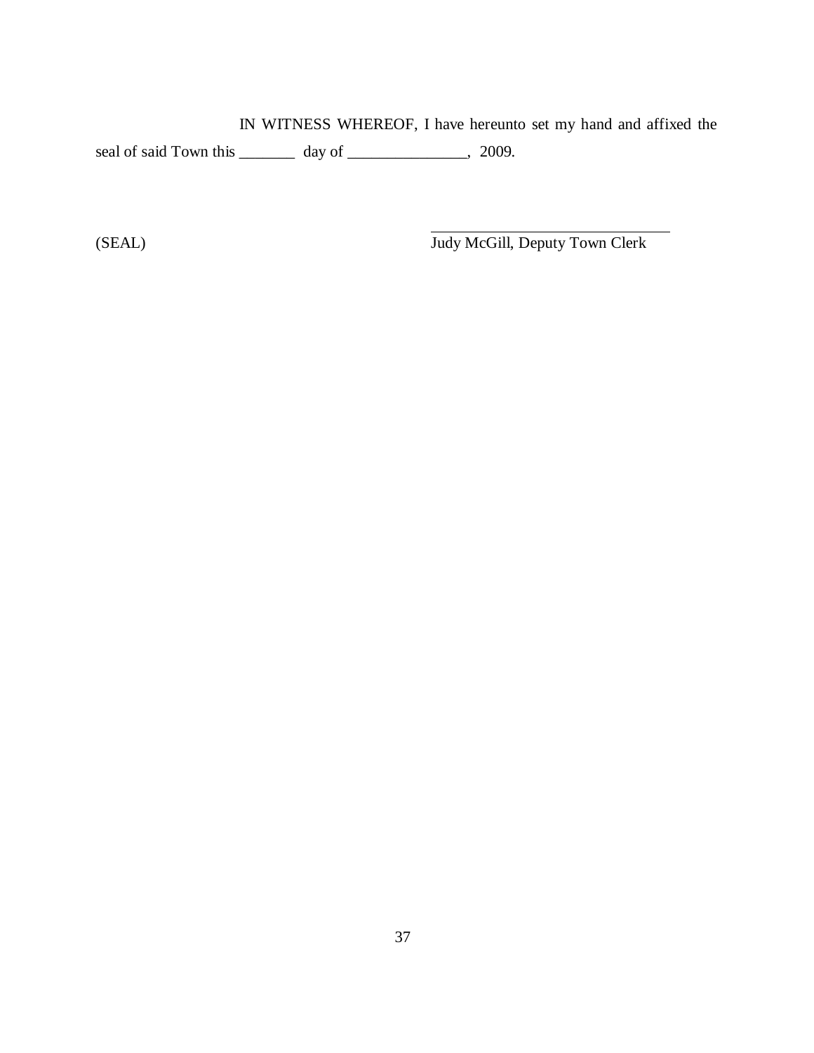IN WITNESS WHEREOF, I have hereunto set my hand and affixed the seal of said Town this _______ day of _______________, 2009.

(SEAL)

______________________________
Judy McGill, Deputy Town Clerk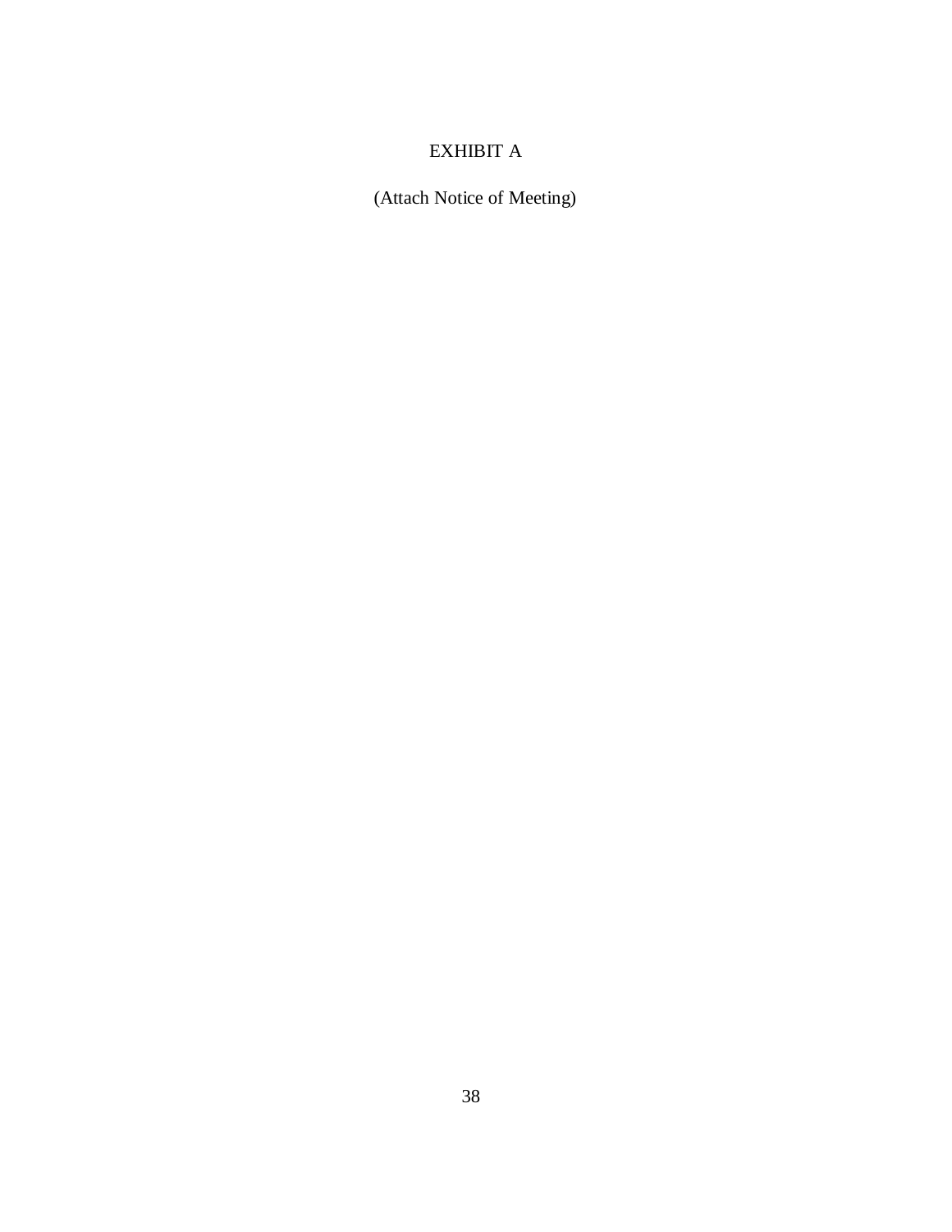# EXHIBIT A

(Attach Notice of Meeting)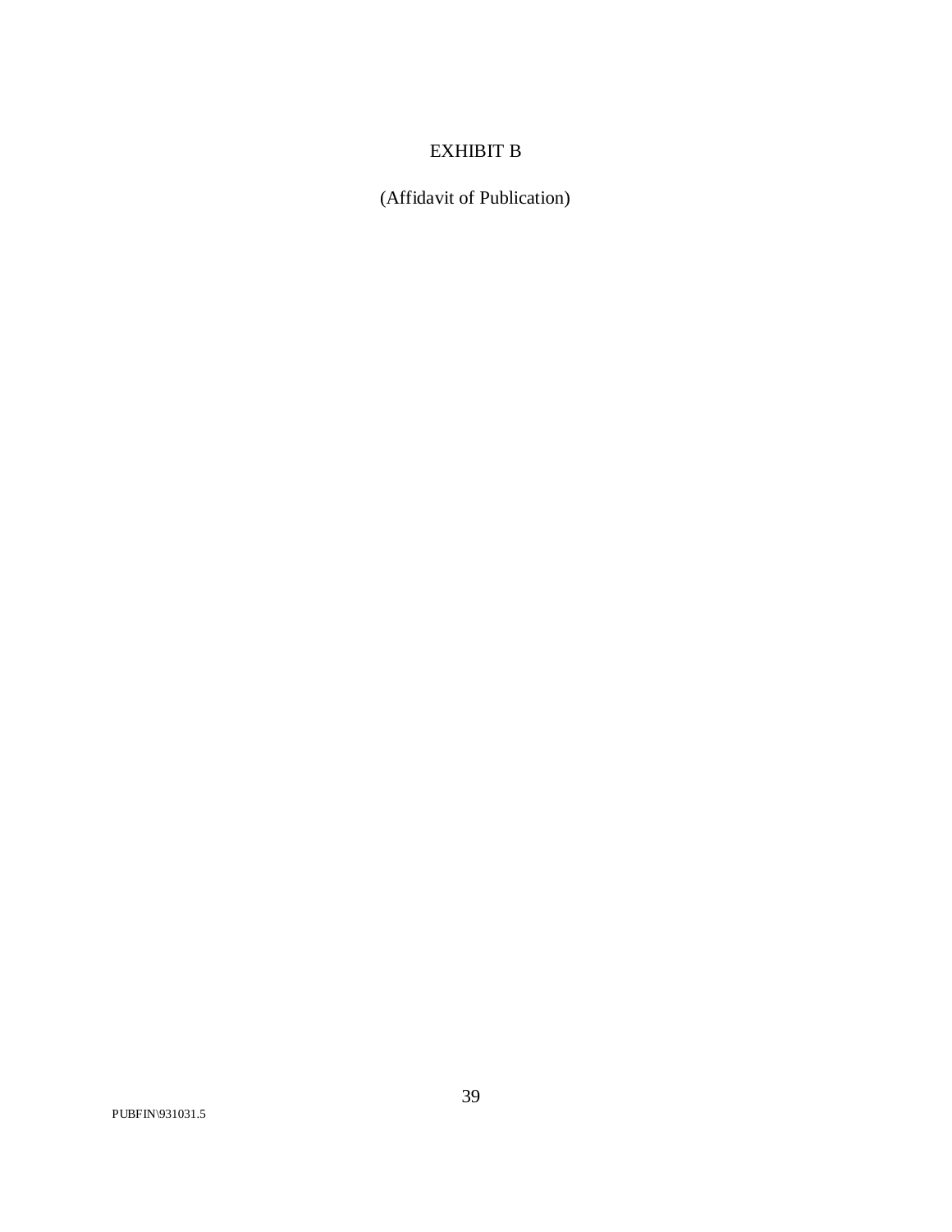# EXHIBIT B

(Affidavit of Publication)